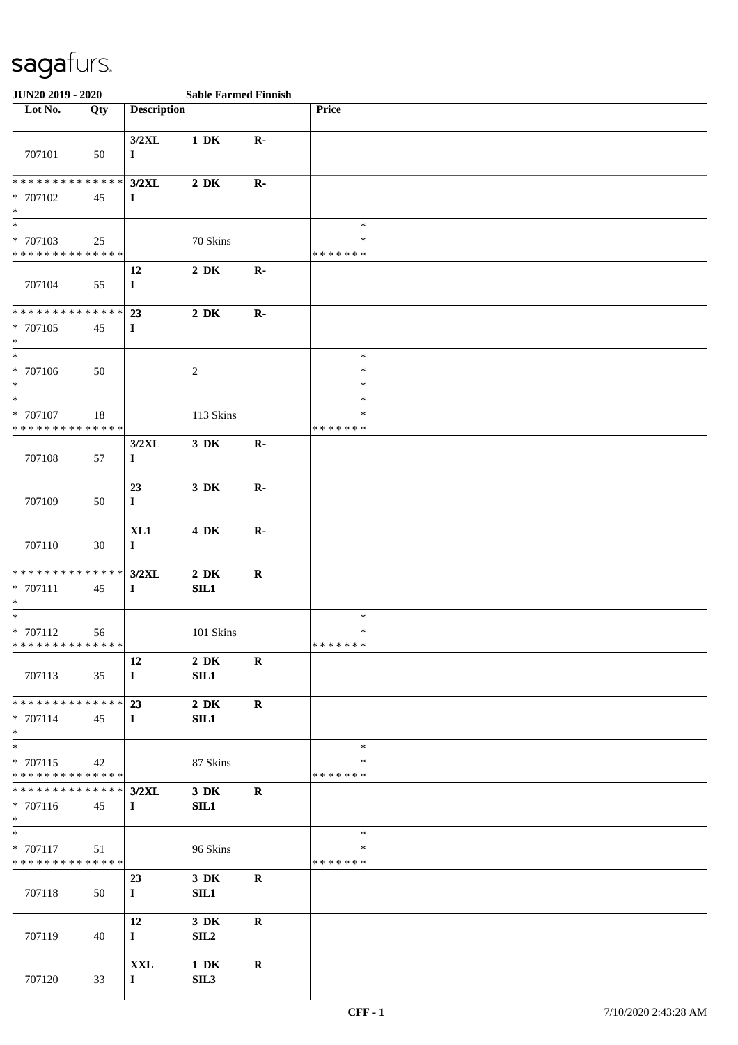sagafurs.

**JUN20 2019 - 2020** **Sable Farmed Finnish**

| Lot No. | Qty | Description | | | Price | |
|---|---|---|---|---|---|---|
| 707101 | 50 | 3/2XL I | 1 DK | R- | | |
| * * * * * * * * * * * * * * * 707102 * | 45 | 3/2XL I | 2 DK | R- | | |
| * * 707103 * * * * * * * * * * * * * * | 25 | | 70 Skins | | * * * * * * * * * | |
| 707104 | 55 | 12 I | 2 DK | R- | | |
| * * * * * * * * * * * * * * * 707105 * | 45 | 23 I | 2 DK | R- | | |
| * * 707106 * | 50 | | 2 | | * * * | |
| * * 707107 * * * * * * * * * * * * * * | 18 | | 113 Skins | | * * * * * * * * * | |
| 707108 | 57 | 3/2XL I | 3 DK | R- | | |
| 707109 | 50 | 23 I | 3 DK | R- | | |
| 707110 | 30 | XL1 I | 4 DK | R- | | |
| * * * * * * * * * * * * * * * 707111 * | 45 | 3/2XL I | 2 DK SIL1 | R | | |
| * * 707112 * * * * * * * * * * * * * * | 56 | | 101 Skins | | * * * * * * * * * | |
| 707113 | 35 | 12 I | 2 DK SIL1 | R | | |
| * * * * * * * * * * * * * * * 707114 * | 45 | 23 I | 2 DK SIL1 | R | | |
| * * 707115 * * * * * * * * * * * * * * | 42 | | 87 Skins | | * * * * * * * * * | |
| * * * * * * * * * * * * * * * 707116 * | 45 | 3/2XL I | 3 DK SIL1 | R | | |
| * * 707117 * * * * * * * * * * * * * * | 51 | | 96 Skins | | * * * * * * * * * | |
| 707118 | 50 | 23 I | 3 DK SIL1 | R | | |
| 707119 | 40 | 12 I | 3 DK SIL2 | R | | |
| 707120 | 33 | XXL I | 1 DK SIL3 | R | | |

CFF - 1 7/10/2020 2:43:28 AM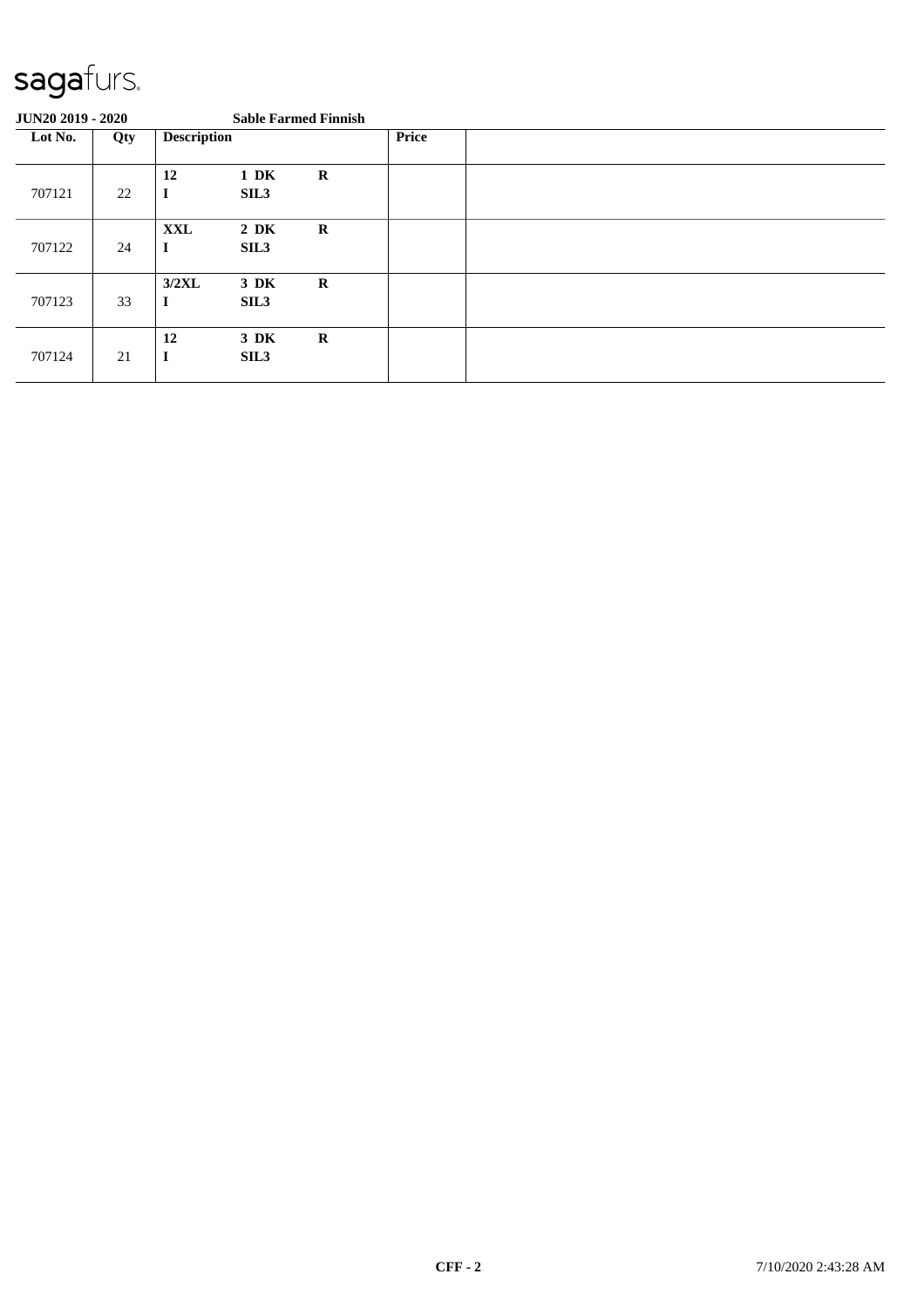**JUN20 2019 - 2020** **Sable Farmed Finnish**

| Lot No. | Qty | Description | | | Price | |
|---|---|---|---|---|---|---|
| 707121 | 22 | **12** **I** | **1 DK** **SIL3** | **R** | | |
| 707122 | 24 | **XXL** **I** | **2 DK** **SIL3** | **R** | | |
| 707123 | 33 | **3/2XL** **I** | **3 DK** **SIL3** | **R** | | |
| 707124 | 21 | **12** **I** | **3 DK** **SIL3** | **R** | | |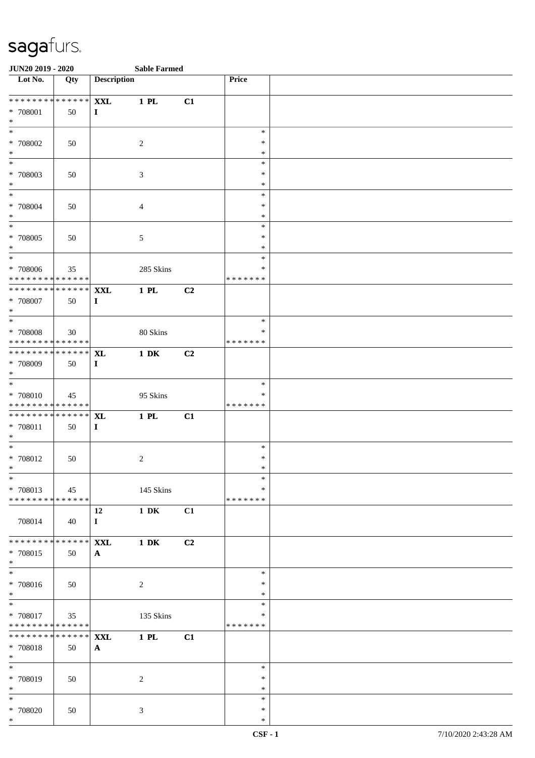sagafurs.

**JUN20 2019 - 2020** **Sable Farmed**

| Lot No. | Qty | Description | | | Price | |
|---|---|---|---|---|---|---|
| * * * * * * * * * * * * * * | | **XXL** | **1 PL** | **C1** | | |
| * 708001 | 50 | **I** | | | | |
| * | | | | | | |
| * | | | | | * | |
| * 708002 | 50 | | 2 | | * | |
| * | | | | | * | |
| * | | | | | * | |
| * 708003 | 50 | | 3 | | * | |
| * | | | | | * | |
| * | | | | | * | |
| * 708004 | 50 | | 4 | | * | |
| * | | | | | * | |
| * | | | | | * | |
| * 708005 | 50 | | 5 | | * | |
| * | | | | | * | |
| * | | | | | * | |
| * 708006 | 35 | | 285 Skins | | * | |
| * * * * * * * * * * * * * * | | | | | * * * * * * * | |
| * * * * * * * * * * * * * * | | **XXL** | **1 PL** | **C2** | | |
| * 708007 | 50 | **I** | | | | |
| * | | | | | | |
| * | | | | | * | |
| * 708008 | 30 | | 80 Skins | | * | |
| * * * * * * * * * * * * * * | | | | | * * * * * * * | |
| * * * * * * * * * * * * * * | | **XL** | **1 DK** | **C2** | | |
| * 708009 | 50 | **I** | | | | |
| * | | | | | | |
| * | | | | | * | |
| * 708010 | 45 | | 95 Skins | | * | |
| * * * * * * * * * * * * * * | | | | | * * * * * * * | |
| * * * * * * * * * * * * * * | | **XL** | **1 PL** | **C1** | | |
| * 708011 | 50 | **I** | | | | |
| * | | | | | | |
| * | | | | | * | |
| * 708012 | 50 | | 2 | | * | |
| * | | | | | * | |
| * | | | | | * | |
| * 708013 | 45 | | 145 Skins | | * | |
| * * * * * * * * * * * * * * | | | | | * * * * * * * | |
| | | **12** | **1 DK** | **C1** | | |
| 708014 | 40 | **I** | | | | |
| * * * * * * * * * * * * * * | | **XXL** | **1 DK** | **C2** | | |
| * 708015 | 50 | **A** | | | | |
| * | | | | | | |
| * | | | | | * | |
| * 708016 | 50 | | 2 | | * | |
| * | | | | | * | |
| * | | | | | * | |
| * 708017 | 35 | | 135 Skins | | * | |
| * * * * * * * * * * * * * * | | | | | * * * * * * * | |
| * * * * * * * * * * * * * * | | **XXL** | **1 PL** | **C1** | | |
| * 708018 | 50 | **A** | | | | |
| * | | | | | | |
| * | | | | | * | |
| * 708019 | 50 | | 2 | | * | |
| * | | | | | * | |
| * | | | | | * | |
| * 708020 | 50 | | 3 | | * | |
| * | | | | | * | |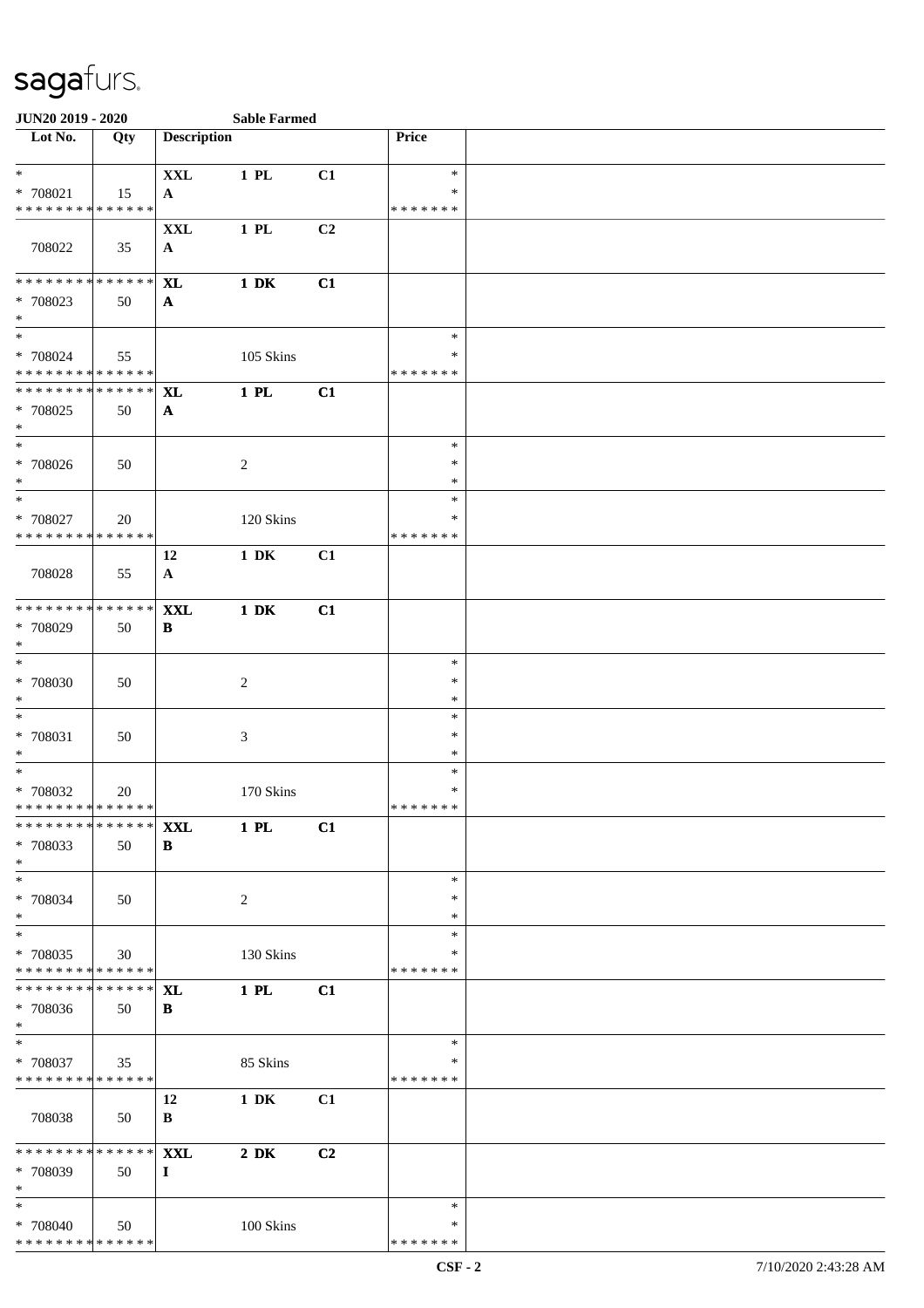**JUN20 2019 - 2020** **Sable Farmed**

| Lot No. | Qty | Description | | | Price | |
|---|---|---|---|---|---|---|
| * 708021 | 15 | **XXL** **A** | **1 PL** | **C1** | * * * * * * * | |
| 708022 | 35 | **XXL** **A** | **1 PL** | **C2** | | |
| * 708023 | 50 | **XL** **A** | **1 DK** | **C1** | | |
| * 708024 | 55 | | 105 Skins | | * * * * * * * | |
| * 708025 | 50 | **XL** **A** | **1 PL** | **C1** | | |
| * 708026 | 50 | | 2 | | * | |
| * 708027 | 20 | | 120 Skins | | * * * * * * * | |
| 708028 | 55 | **12** **A** | **1 DK** | **C1** | | |
| * 708029 | 50 | **XXL** **B** | **1 DK** | **C1** | | |
| * 708030 | 50 | | 2 | | * | |
| * 708031 | 50 | | 3 | | * | |
| * 708032 | 20 | | 170 Skins | | * * * * * * * | |
| * 708033 | 50 | **XXL** **B** | **1 PL** | **C1** | | |
| * 708034 | 50 | | 2 | | * | |
| * 708035 | 30 | | 130 Skins | | * * * * * * * | |
| * 708036 | 50 | **XL** **B** | **1 PL** | **C1** | | |
| * 708037 | 35 | | 85 Skins | | * * * * * * * | |
| 708038 | 50 | **12** **B** | **1 DK** | **C1** | | |
| * 708039 | 50 | **XXL** **I** | **2 DK** | **C2** | | |
| * 708040 | 50 | | 100 Skins | | * * * * * * * | |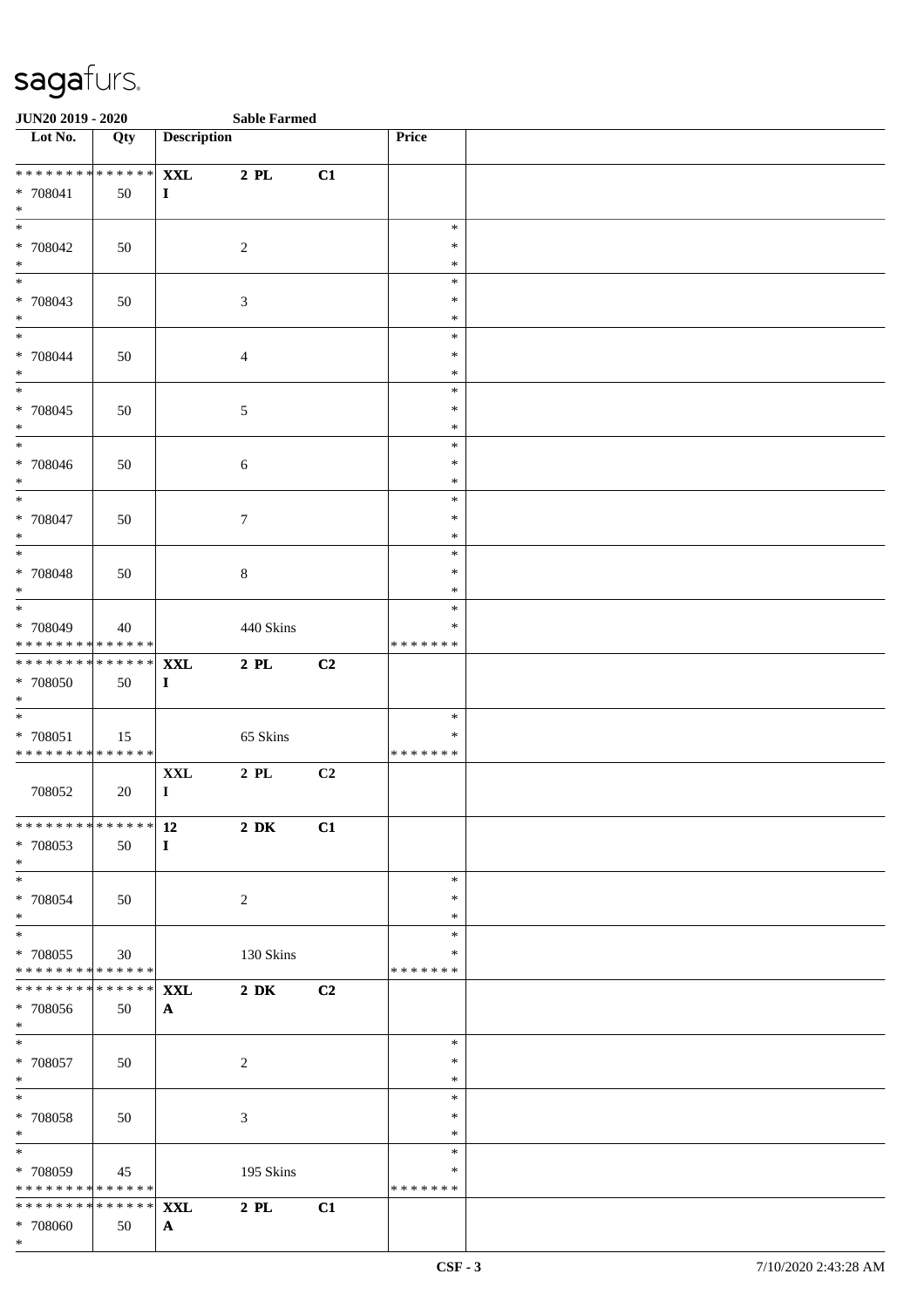sagafurs.

JUN20 2019 - 2020 Sable Farmed

| Lot No. | Qty | Description | | | Price | |
|---|---|---|---|---|---|---|
| * * * * * * * * * * * * * * | | XXL | 2 PL | C1 | | |
| * 708041 | 50 | I | | | | |
| * | | | | | | |
| * | | | | | * | |
| * 708042 | 50 | | 2 | | * | |
| * | | | | | * | |
| * | | | | | * | |
| * 708043 | 50 | | 3 | | * | |
| * | | | | | * | |
| * | | | | | * | |
| * 708044 | 50 | | 4 | | * | |
| * | | | | | * | |
| * | | | | | * | |
| * 708045 | 50 | | 5 | | * | |
| * | | | | | * | |
| * | | | | | * | |
| * 708046 | 50 | | 6 | | * | |
| * | | | | | * | |
| * | | | | | * | |
| * 708047 | 50 | | 7 | | * | |
| * | | | | | * | |
| * | | | | | * | |
| * 708048 | 50 | | 8 | | * | |
| * | | | | | * | |
| * | | | | | * | |
| * 708049 | 40 | | 440 Skins | | * | |
| * * * * * * * * * * * * * * | | | | | * * * * * * * | |
| * * * * * * * * * * * * * * | | XXL | 2 PL | C2 | | |
| * 708050 | 50 | I | | | | |
| * | | | | | | |
| * | | | | | * | |
| * 708051 | 15 | | 65 Skins | | * | |
| * * * * * * * * * * * * * * | | | | | * * * * * * * | |
| | | XXL | 2 PL | C2 | | |
| 708052 | 20 | I | | | | |
| * * * * * * * * * * * * * * | | 12 | 2 DK | C1 | | |
| * 708053 | 50 | I | | | | |
| * | | | | | | |
| * | | | | | * | |
| * 708054 | 50 | | 2 | | * | |
| * | | | | | * | |
| * | | | | | * | |
| * 708055 | 30 | | 130 Skins | | * | |
| * * * * * * * * * * * * * * | | | | | * * * * * * * | |
| * * * * * * * * * * * * * * | | XXL | 2 DK | C2 | | |
| * 708056 | 50 | A | | | | |
| * | | | | | | |
| * | | | | | * | |
| * 708057 | 50 | | 2 | | * | |
| * | | | | | * | |
| * | | | | | * | |
| * 708058 | 50 | | 3 | | * | |
| * | | | | | * | |
| * | | | | | * | |
| * 708059 | 45 | | 195 Skins | | * | |
| * * * * * * * * * * * * * * | | | | | * * * * * * * | |
| * * * * * * * * * * * * * * | | XXL | 2 PL | C1 | | |
| * 708060 | 50 | A | | | | |
| * | | | | | | |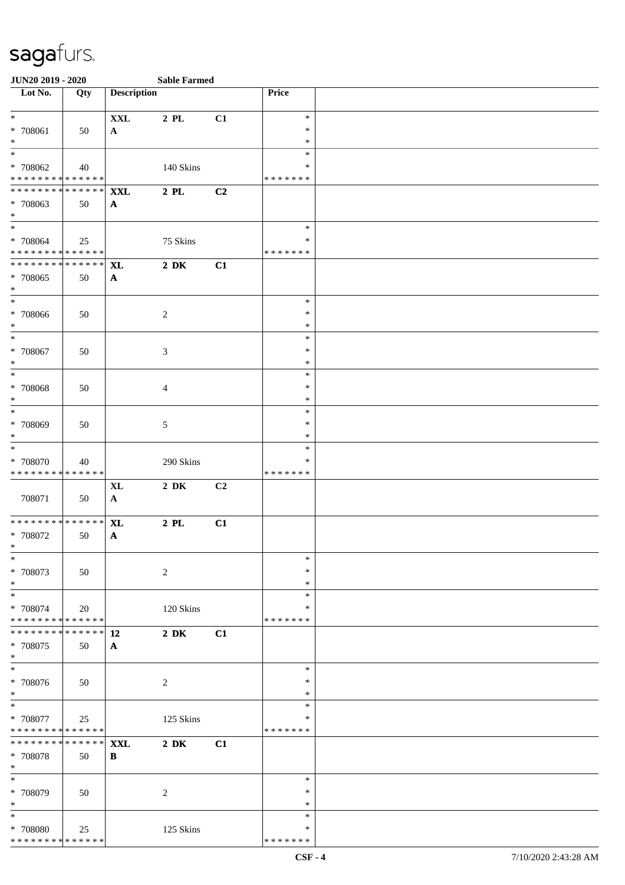# sagafurs.

**JUN20 2019 - 2020** **Sable Farmed**

| Lot No. | Qty | Description | | | Price | |
|---|---|---|---|---|---|---|
| * | | **XXL** | **2 PL** | **C1** | * | |
| * 708061 | 50 | **A** | | | * | |
| * | | | | | * | |
| * | | | | | * | |
| * 708062 | 40 | | 140 Skins | | * | |
| * * * * * * * * * * * * * * | | | | | * * * * * * * | |
| * * * * * * * * * * * * * * | | **XXL** | **2 PL** | **C2** | | |
| * 708063 | 50 | **A** | | | | |
| * | | | | | | |
| * | | | | | * | |
| * 708064 | 25 | | 75 Skins | | * | |
| * * * * * * * * * * * * * * | | | | | * * * * * * * | |
| * * * * * * * * * * * * * * | | **XL** | **2 DK** | **C1** | | |
| * 708065 | 50 | **A** | | | | |
| * | | | | | | |
| * | | | | | * | |
| * 708066 | 50 | | 2 | | * | |
| * | | | | | * | |
| * | | | | | * | |
| * 708067 | 50 | | 3 | | * | |
| * | | | | | * | |
| * | | | | | * | |
| * 708068 | 50 | | 4 | | * | |
| * | | | | | * | |
| * | | | | | * | |
| * 708069 | 50 | | 5 | | * | |
| * | | | | | * | |
| * | | | | | * | |
| * 708070 | 40 | | 290 Skins | | * | |
| * * * * * * * * * * * * * * | | | | | * * * * * * * | |
| | | **XL** | **2 DK** | **C2** | | |
| 708071 | 50 | **A** | | | | |
| * * * * * * * * * * * * * * | | **XL** | **2 PL** | **C1** | | |
| * 708072 | 50 | **A** | | | | |
| * | | | | | | |
| * | | | | | * | |
| * 708073 | 50 | | 2 | | * | |
| * | | | | | * | |
| * | | | | | * | |
| * 708074 | 20 | | 120 Skins | | * | |
| * * * * * * * * * * * * * * | | | | | * * * * * * * | |
| * * * * * * * * * * * * * * | | **12** | **2 DK** | **C1** | | |
| * 708075 | 50 | **A** | | | | |
| * | | | | | | |
| * | | | | | * | |
| * 708076 | 50 | | 2 | | * | |
| * | | | | | * | |
| * | | | | | * | |
| * 708077 | 25 | | 125 Skins | | * | |
| * * * * * * * * * * * * * * | | | | | * * * * * * * | |
| * * * * * * * * * * * * * * | | **XXL** | **2 DK** | **C1** | | |
| * 708078 | 50 | **B** | | | | |
| * | | | | | | |
| * | | | | | * | |
| * 708079 | 50 | | 2 | | * | |
| * | | | | | * | |
| * | | | | | * | |
| * 708080 | 25 | | 125 Skins | | * | |
| * * * * * * * * * * * * * * | | | | | * * * * * * * | |

**CSF - 4** 7/10/2020 2:43:28 AM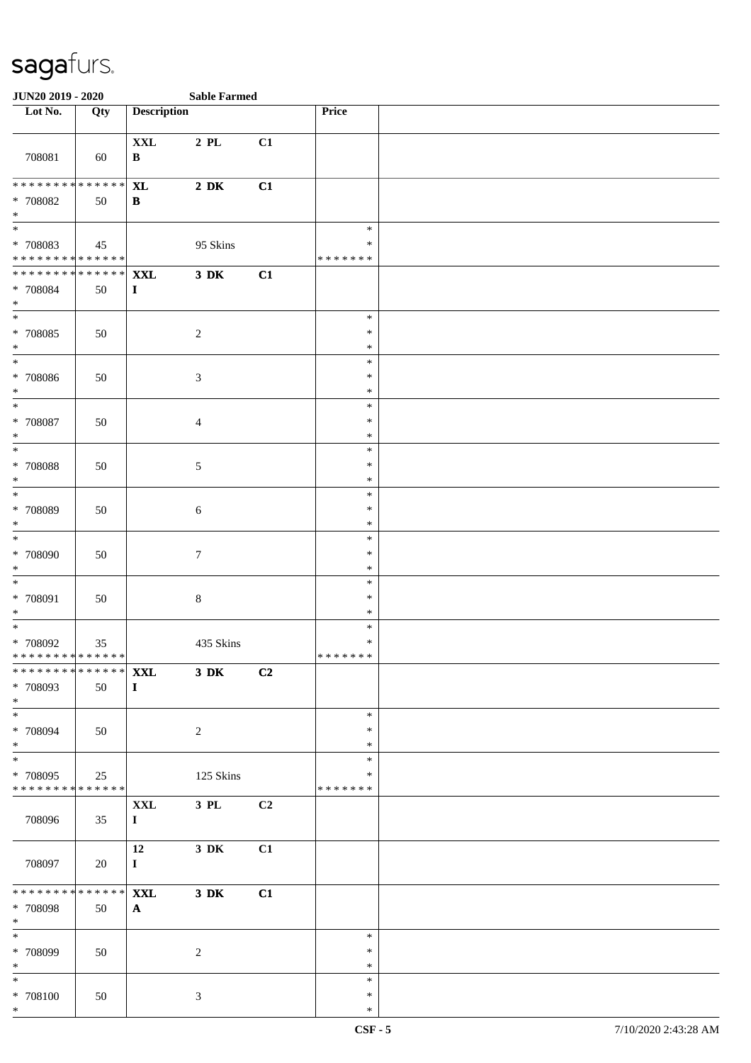sagafurs.

**JUN20 2019 - 2020** **Sable Farmed**

| Lot No. | Qty | Description | | | Price | |
|---|---|---|---|---|---|---|
| 708081 | 60 | **XXL** **B** | **2 PL** | **C1** | | |
| * * * * * * * * * * * * * * * 708082 * | 50 | **XL** **B** | **2 DK** | **C1** | | |
| * * 708083 * * * * * * * * * * * * * * | 45 | | 95 Skins | | * * * * * * * * * | |
| * * * * * * * * * * * * * * * 708084 * | 50 | **XXL** **I** | **3 DK** | **C1** | | |
| * * 708085 * | 50 | | 2 | | * * * | |
| * * 708086 * | 50 | | 3 | | * * * | |
| * * 708087 * | 50 | | 4 | | * * * | |
| * * 708088 * | 50 | | 5 | | * * * | |
| * * 708089 * | 50 | | 6 | | * * * | |
| * * 708090 * | 50 | | 7 | | * * * | |
| * * 708091 * | 50 | | 8 | | * * * | |
| * * 708092 * * * * * * * * * * * * * * | 35 | | 435 Skins | | * * * * * * * * * | |
| * * * * * * * * * * * * * * * 708093 * | 50 | **XXL** **I** | **3 DK** | **C2** | | |
| * * 708094 * | 50 | | 2 | | * * * | |
| * * 708095 * * * * * * * * * * * * * * | 25 | | 125 Skins | | * * * * * * * * * | |
| 708096 | 35 | **XXL** **I** | **3 PL** | **C2** | | |
| 708097 | 20 | **12** **I** | **3 DK** | **C1** | | |
| * * * * * * * * * * * * * * * 708098 * | 50 | **XXL** **A** | **3 DK** | **C1** | | |
| * * 708099 * | 50 | | 2 | | * * * | |
| * * 708100 * | 50 | | 3 | | * * * | |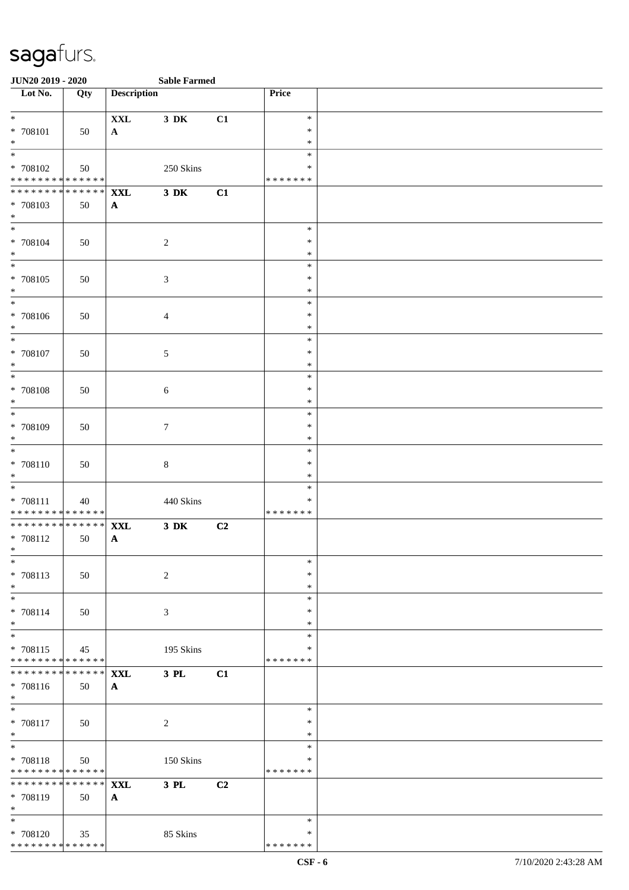JUN20 2019 - 2020 **Sable Farmed**

| Lot No. | Qty | Description | | | Price | |
|---|---|---|---|---|---|---|
| * 708101 * | 50 | **XXL** **A** | **3 DK** | **C1** | * * * | |
| * 708102 * * * * * * * * * * * * * * | 50 | | 250 Skins | | * * * * * * * * * | |
| * * * * * * * * * * * * * * 708103 * | 50 | **XXL** **A** | **3 DK** | **C1** | | |
| * 708104 * | 50 | | 2 | | * * * | |
| * 708105 * | 50 | | 3 | | * * * | |
| * 708106 * | 50 | | 4 | | * * * | |
| * 708107 * | 50 | | 5 | | * * * | |
| * 708108 * | 50 | | 6 | | * * * | |
| * 708109 * | 50 | | 7 | | * * * | |
| * 708110 * | 50 | | 8 | | * * * | |
| * 708111 * * * * * * * * * * * * * * | 40 | | 440 Skins | | * * * * * * * * * | |
| * * * * * * * * * * * * * * 708112 * | 50 | **XXL** **A** | **3 DK** | **C2** | | |
| * 708113 * | 50 | | 2 | | * * * | |
| * 708114 * | 50 | | 3 | | * * * | |
| * 708115 * * * * * * * * * * * * * * | 45 | | 195 Skins | | * * * * * * * * * | |
| * * * * * * * * * * * * * * 708116 * | 50 | **XXL** **A** | **3 PL** | **C1** | | |
| * 708117 * | 50 | | 2 | | * * * | |
| * 708118 * * * * * * * * * * * * * * | 50 | | 150 Skins | | * * * * * * * * * | |
| * * * * * * * * * * * * * * 708119 * | 50 | **XXL** **A** | **3 PL** | **C2** | | |
| * 708120 * * * * * * * * * * * * * * | 35 | | 85 Skins | | * * * * * * * * * | |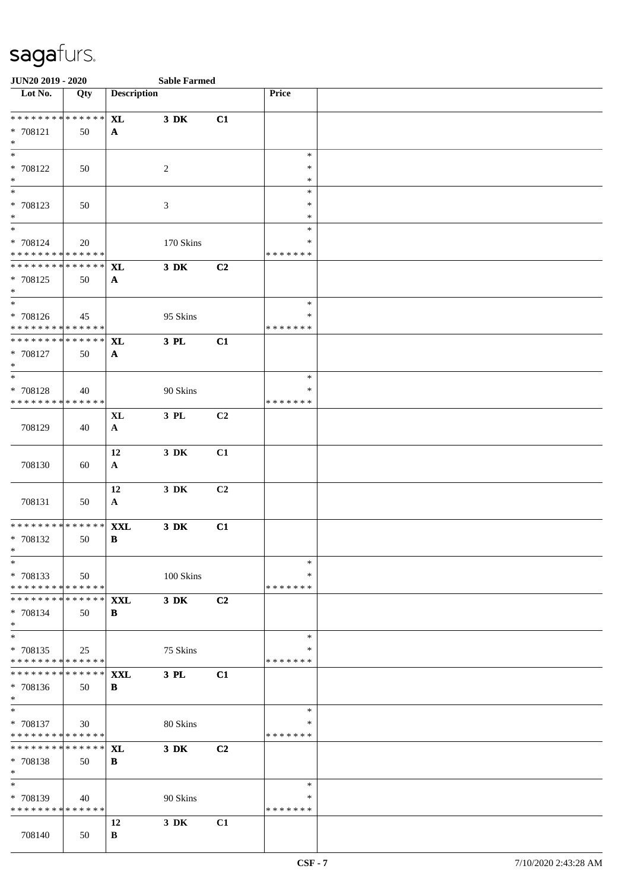**JUN20 2019 - 2020** **Sable Farmed**

| Lot No. | Qty | Description | | | Price | |
|---|---|---|---|---|---|---|
| * * * * * * * * * * * * * * | | **XL** | **3 DK** | **C1** | | |
| * 708121 | 50 | **A** | | | | |
| * | | | | | | |
| * | | | | | * | |
| * 708122 | 50 | | 2 | | * | |
| * | | | | | * | |
| * | | | | | * | |
| * 708123 | 50 | | 3 | | * | |
| * | | | | | * | |
| * | | | | | * | |
| * 708124 | 20 | | 170 Skins | | * | |
| * * * * * * * * * * * * * * | | | | | * * * * * * * | |
| * * * * * * * * * * * * * * | | **XL** | **3 DK** | **C2** | | |
| * 708125 | 50 | **A** | | | | |
| * | | | | | | |
| * | | | | | * | |
| * 708126 | 45 | | 95 Skins | | * | |
| * * * * * * * * * * * * * * | | | | | * * * * * * * | |
| * * * * * * * * * * * * * * | | **XL** | **3 PL** | **C1** | | |
| * 708127 | 50 | **A** | | | | |
| * | | | | | | |
| * | | | | | * | |
| * 708128 | 40 | | 90 Skins | | * | |
| * * * * * * * * * * * * * * | | | | | * * * * * * * | |
| | | **XL** | **3 PL** | **C2** | | |
| 708129 | 40 | **A** | | | | |
| | | **12** | **3 DK** | **C1** | | |
| 708130 | 60 | **A** | | | | |
| | | **12** | **3 DK** | **C2** | | |
| 708131 | 50 | **A** | | | | |
| * * * * * * * * * * * * * * | | **XXL** | **3 DK** | **C1** | | |
| * 708132 | 50 | **B** | | | | |
| * | | | | | | |
| * | | | | | * | |
| * 708133 | 50 | | 100 Skins | | * | |
| * * * * * * * * * * * * * * | | | | | * * * * * * * | |
| * * * * * * * * * * * * * * | | **XXL** | **3 DK** | **C2** | | |
| * 708134 | 50 | **B** | | | | |
| * | | | | | | |
| * | | | | | * | |
| * 708135 | 25 | | 75 Skins | | * | |
| * * * * * * * * * * * * * * | | | | | * * * * * * * | |
| * * * * * * * * * * * * * * | | **XXL** | **3 PL** | **C1** | | |
| * 708136 | 50 | **B** | | | | |
| * | | | | | | |
| * | | | | | * | |
| * 708137 | 30 | | 80 Skins | | * | |
| * * * * * * * * * * * * * * | | | | | * * * * * * * | |
| * * * * * * * * * * * * * * | | **XL** | **3 DK** | **C2** | | |
| * 708138 | 50 | **B** | | | | |
| * | | | | | | |
| * | | | | | * | |
| * 708139 | 40 | | 90 Skins | | * | |
| * * * * * * * * * * * * * * | | | | | * * * * * * * | |
| | | **12** | **3 DK** | **C1** | | |
| 708140 | 50 | **B** | | | | |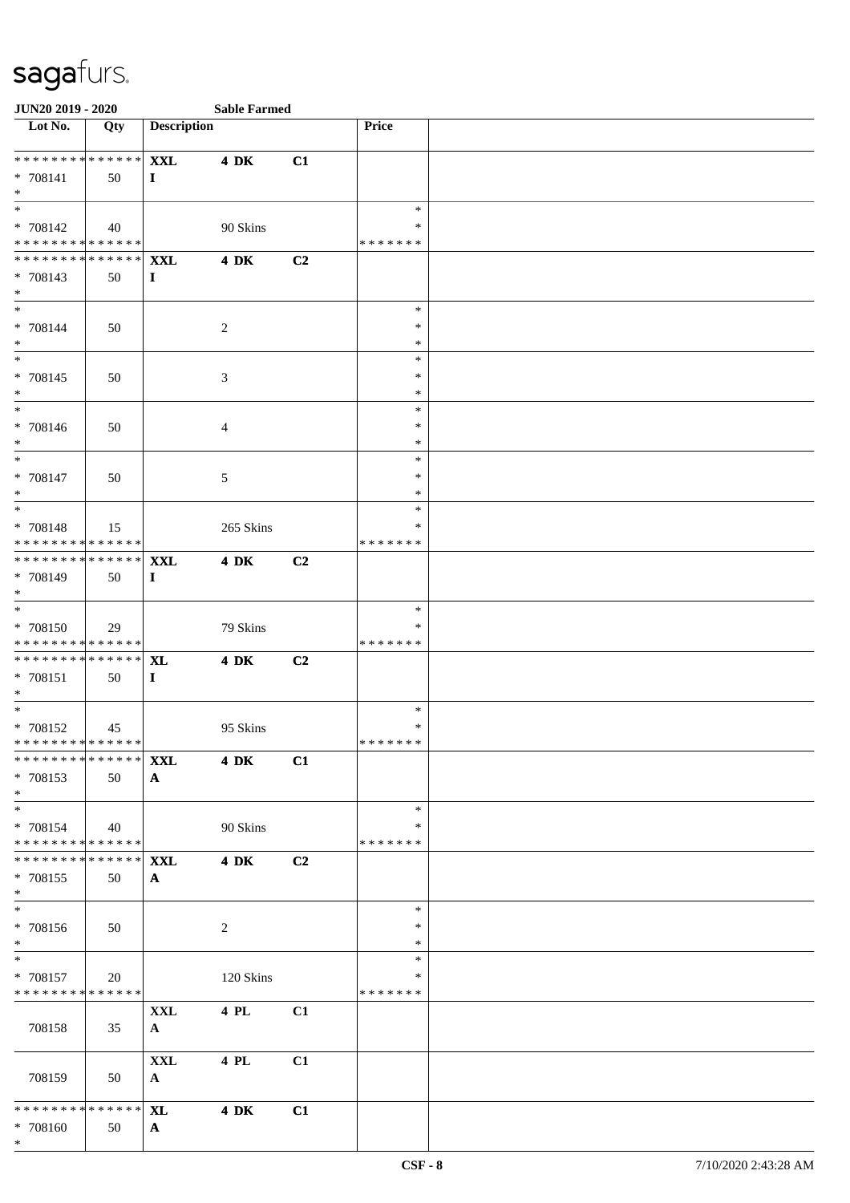sagafurs.

**JUN20 2019 - 2020** **Sable Farmed**

| Lot No. | Qty | Description | | | Price | |
|---|---|---|---|---|---|---|
| * * * * * * * * * * * * * * | | **XXL** | **4 DK** | **C1** | | |
| * 708141 | 50 | **I** | | | | |
| * | | | | | | |
| * | | | | | * | |
| * 708142 | 40 | | 90 Skins | | * | |
| * * * * * * * * * * * * * * | | | | | * * * * * * * | |
| * * * * * * * * * * * * * * | | **XXL** | **4 DK** | **C2** | | |
| * 708143 | 50 | **I** | | | | |
| * | | | | | | |
| * | | | | | * | |
| * 708144 | 50 | | 2 | | * | |
| * | | | | | * | |
| * | | | | | * | |
| * 708145 | 50 | | 3 | | * | |
| * | | | | | * | |
| * | | | | | * | |
| * 708146 | 50 | | 4 | | * | |
| * | | | | | * | |
| * | | | | | * | |
| * 708147 | 50 | | 5 | | * | |
| * | | | | | * | |
| * | | | | | * | |
| * 708148 | 15 | | 265 Skins | | * | |
| * * * * * * * * * * * * * * | | | | | * * * * * * * | |
| * * * * * * * * * * * * * * | | **XXL** | **4 DK** | **C2** | | |
| * 708149 | 50 | **I** | | | | |
| * | | | | | | |
| * | | | | | * | |
| * 708150 | 29 | | 79 Skins | | * | |
| * * * * * * * * * * * * * * | | | | | * * * * * * * | |
| * * * * * * * * * * * * * * | | **XL** | **4 DK** | **C2** | | |
| * 708151 | 50 | **I** | | | | |
| * | | | | | | |
| * | | | | | * | |
| * 708152 | 45 | | 95 Skins | | * | |
| * * * * * * * * * * * * * * | | | | | * * * * * * * | |
| * * * * * * * * * * * * * * | | **XXL** | **4 DK** | **C1** | | |
| * 708153 | 50 | **A** | | | | |
| * | | | | | | |
| * | | | | | * | |
| * 708154 | 40 | | 90 Skins | | * | |
| * * * * * * * * * * * * * * | | | | | * * * * * * * | |
| * * * * * * * * * * * * * * | | **XXL** | **4 DK** | **C2** | | |
| * 708155 | 50 | **A** | | | | |
| * | | | | | | |
| * | | | | | * | |
| * 708156 | 50 | | 2 | | * | |
| * | | | | | * | |
| * | | | | | * | |
| * 708157 | 20 | | 120 Skins | | * | |
| * * * * * * * * * * * * * * | | | | | * * * * * * * | |
| | | **XXL** | **4 PL** | **C1** | | |
| 708158 | 35 | **A** | | | | |
| | | **XXL** | **4 PL** | **C1** | | |
| 708159 | 50 | **A** | | | | |
| * * * * * * * * * * * * * * | | **XL** | **4 DK** | **C1** | | |
| * 708160 | 50 | **A** | | | | |
| * | | | | | | |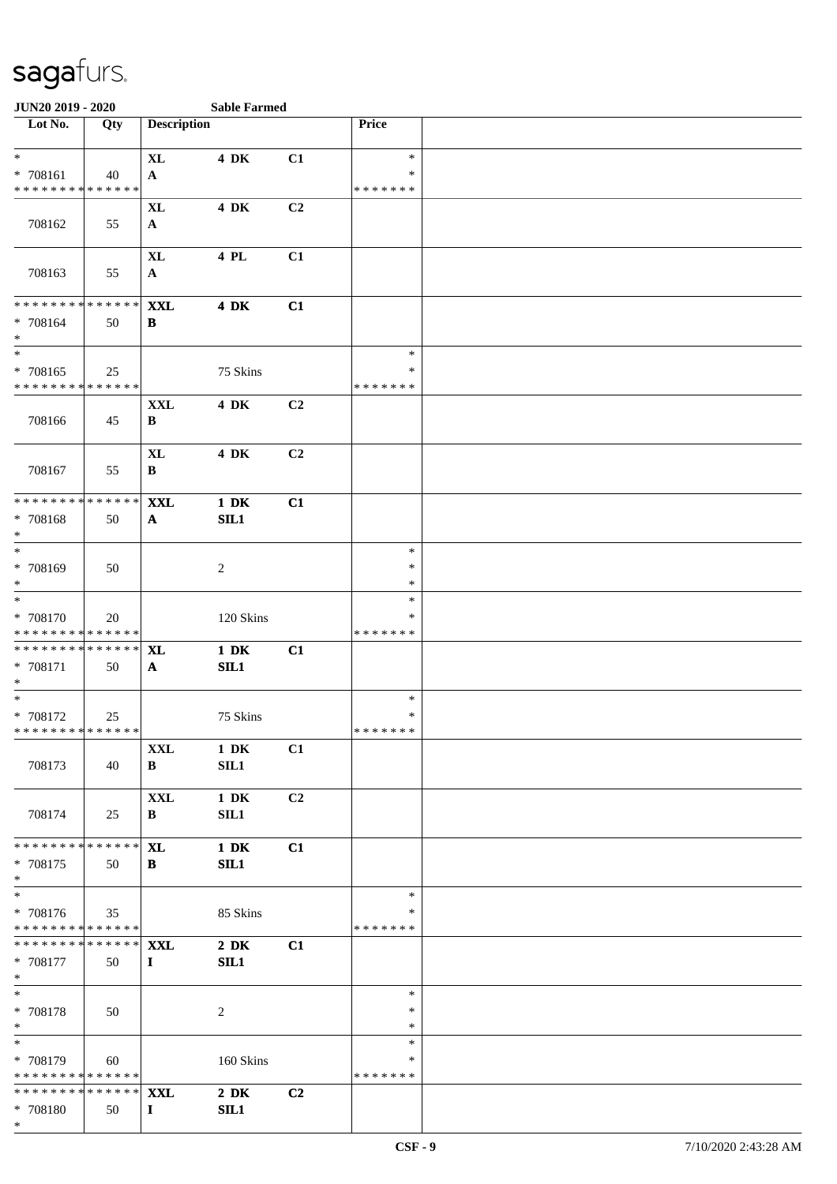# sagafurs.

**JUN20 2019 - 2020** **Sable Farmed**

| Lot No. | Qty | Description | | | Price | |
|---|---|---|---|---|---|---|
| * | | XL | 4 DK | C1 | * | |
| * 708161 | 40 | A | | | * | |
| * * * * * * * * * * * * * * | | | | | * * * * * * * | |
| | | XL | 4 DK | C2 | | |
| 708162 | 55 | A | | | | |
| | | XL | 4 PL | C1 | | |
| 708163 | 55 | A | | | | |
| * * * * * * * * * * * * * * | | XXL | 4 DK | C1 | | |
| * 708164 | 50 | B | | | | |
| * | | | | | | |
| * | | | | | * | |
| * 708165 | 25 | | 75 Skins | | * | |
| * * * * * * * * * * * * * * | | | | | * * * * * * * | |
| | | XXL | 4 DK | C2 | | |
| 708166 | 45 | B | | | | |
| | | XL | 4 DK | C2 | | |
| 708167 | 55 | B | | | | |
| * * * * * * * * * * * * * * | | XXL | 1 DK | C1 | | |
| * 708168 | 50 | A | SIL1 | | | |
| * | | | | | | |
| * | | | | | * | |
| * 708169 | 50 | | 2 | | * | |
| * | | | | | * | |
| * | | | | | * | |
| * 708170 | 20 | | 120 Skins | | * | |
| * * * * * * * * * * * * * * | | | | | * * * * * * * | |
| * * * * * * * * * * * * * * | | XL | 1 DK | C1 | | |
| * 708171 | 50 | A | SIL1 | | | |
| * | | | | | | |
| * | | | | | * | |
| * 708172 | 25 | | 75 Skins | | * | |
| * * * * * * * * * * * * * * | | | | | * * * * * * * | |
| | | XXL | 1 DK | C1 | | |
| 708173 | 40 | B | SIL1 | | | |
| | | XXL | 1 DK | C2 | | |
| 708174 | 25 | B | SIL1 | | | |
| * * * * * * * * * * * * * * | | XL | 1 DK | C1 | | |
| * 708175 | 50 | B | SIL1 | | | |
| * | | | | | | |
| * | | | | | * | |
| * 708176 | 35 | | 85 Skins | | * | |
| * * * * * * * * * * * * * * | | | | | * * * * * * * | |
| * * * * * * * * * * * * * * | | XXL | 2 DK | C1 | | |
| * 708177 | 50 | I | SIL1 | | | |
| * | | | | | | |
| * | | | | | * | |
| * 708178 | 50 | | 2 | | * | |
| * | | | | | * | |
| * | | | | | * | |
| * 708179 | 60 | | 160 Skins | | * | |
| * * * * * * * * * * * * * * | | | | | * * * * * * * | |
| * * * * * * * * * * * * * * | | XXL | 2 DK | C2 | | |
| * 708180 | 50 | I | SIL1 | | | |
| * | | | | | | |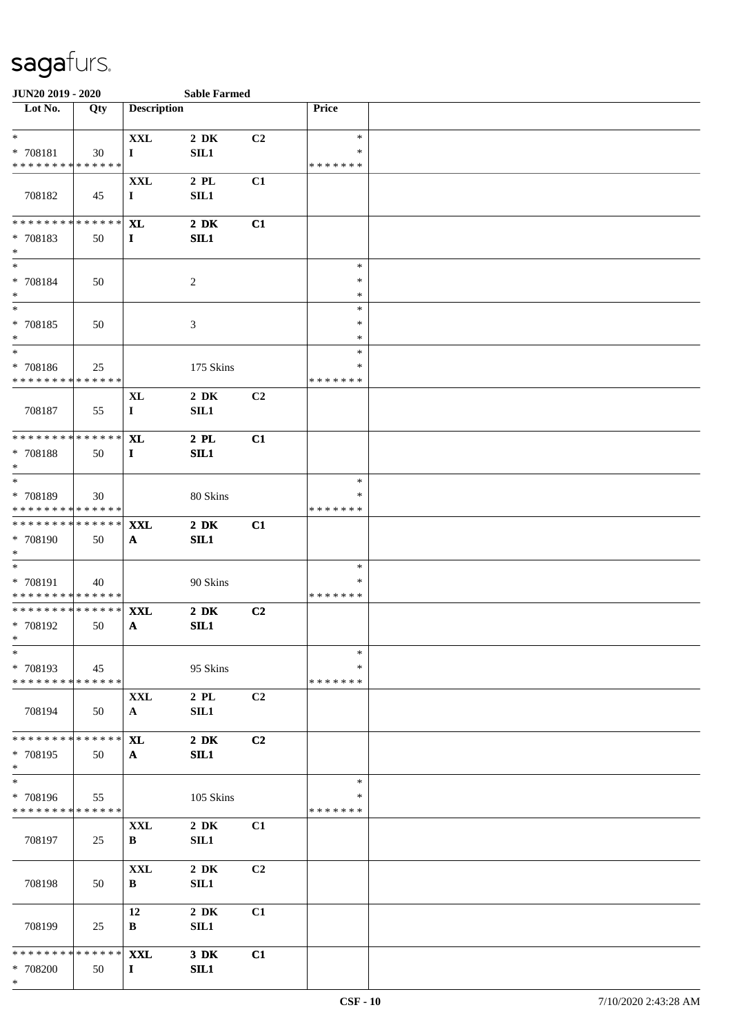# sagafurs.

**JUN20 2019 - 2020** **Sable Farmed**

| Lot No. | Qty | Description | | | Price | |
|---|---|---|---|---|---|---|
| * | | XXL | 2 DK | C2 | * | |
| * 708181 | 30 | I | SIL1 | | * | |
| * * * * * * * * * * * * * * | | | | | * * * * * * * | |
| | | XXL | 2 PL | C1 | | |
| 708182 | 45 | I | SIL1 | | | |
| * * * * * * * * * * * * * * | | XL | 2 DK | C1 | | |
| * 708183 | 50 | I | SIL1 | | | |
| * | | | | | | |
| * | | | | | * | |
| * 708184 | 50 | | 2 | | * | |
| * | | | | | * | |
| * | | | | | * | |
| * 708185 | 50 | | 3 | | * | |
| * | | | | | * | |
| * | | | | | * | |
| * 708186 | 25 | | 175 Skins | | * | |
| * * * * * * * * * * * * * * | | | | | * * * * * * * | |
| | | XL | 2 DK | C2 | | |
| 708187 | 55 | I | SIL1 | | | |
| * * * * * * * * * * * * * * | | XL | 2 PL | C1 | | |
| * 708188 | 50 | I | SIL1 | | | |
| * | | | | | | |
| * | | | | | * | |
| * 708189 | 30 | | 80 Skins | | * | |
| * * * * * * * * * * * * * * | | | | | * * * * * * * | |
| * * * * * * * * * * * * * * | | XXL | 2 DK | C1 | | |
| * 708190 | 50 | A | SIL1 | | | |
| * | | | | | | |
| * | | | | | * | |
| * 708191 | 40 | | 90 Skins | | * | |
| * * * * * * * * * * * * * * | | | | | * * * * * * * | |
| * * * * * * * * * * * * * * | | XXL | 2 DK | C2 | | |
| * 708192 | 50 | A | SIL1 | | | |
| * | | | | | | |
| * | | | | | * | |
| * 708193 | 45 | | 95 Skins | | * | |
| * * * * * * * * * * * * * * | | | | | * * * * * * * | |
| | | XXL | 2 PL | C2 | | |
| 708194 | 50 | A | SIL1 | | | |
| * * * * * * * * * * * * * * | | XL | 2 DK | C2 | | |
| * 708195 | 50 | A | SIL1 | | | |
| * | | | | | | |
| * | | | | | * | |
| * 708196 | 55 | | 105 Skins | | * | |
| * * * * * * * * * * * * * * | | | | | * * * * * * * | |
| | | XXL | 2 DK | C1 | | |
| 708197 | 25 | B | SIL1 | | | |
| | | XXL | 2 DK | C2 | | |
| 708198 | 50 | B | SIL1 | | | |
| | | 12 | 2 DK | C1 | | |
| 708199 | 25 | B | SIL1 | | | |
| * * * * * * * * * * * * * * | | XXL | 3 DK | C1 | | |
| * 708200 | 50 | I | SIL1 | | | |
| * | | | | | | |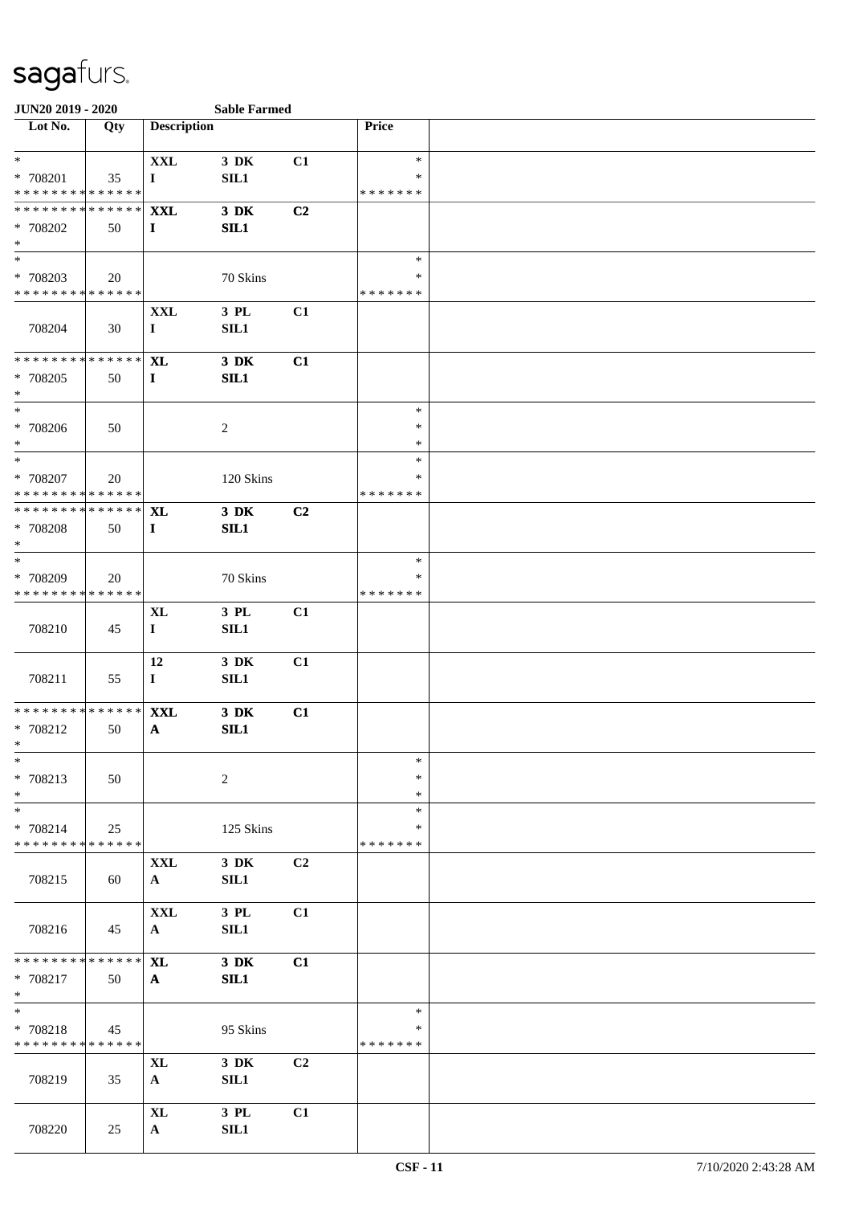**JUN20 2019 - 2020** **Sable Farmed**

| Lot No. | Qty | Description | | | Price | |
|---|---|---|---|---|---|---|
| * * 708201 * * * * * * * * * * * * * * | 35 | XXL I | 3 DK SIL1 | C1 | * * * * * * * * * | |
| * * * * * * * * * * * * * * * 708202 * | 50 | XXL I | 3 DK SIL1 | C2 | | |
| * * 708203 * * * * * * * * * * * * * * | 20 | | 70 Skins | | * * * * * * * * * | |
| 708204 | 30 | XXL I | 3 PL SIL1 | C1 | | |
| * * * * * * * * * * * * * * * 708205 * | 50 | XL I | 3 DK SIL1 | C1 | | |
| * * 708206 * | 50 | | 2 | | * * * | |
| * * 708207 * * * * * * * * * * * * * * | 20 | | 120 Skins | | * * * * * * * * * | |
| * * * * * * * * * * * * * * * 708208 * | 50 | XL I | 3 DK SIL1 | C2 | | |
| * * 708209 * * * * * * * * * * * * * * | 20 | | 70 Skins | | * * * * * * * * * | |
| 708210 | 45 | XL I | 3 PL SIL1 | C1 | | |
| 708211 | 55 | 12 I | 3 DK SIL1 | C1 | | |
| * * * * * * * * * * * * * * * 708212 * | 50 | XXL A | 3 DK SIL1 | C1 | | |
| * * 708213 * | 50 | | 2 | | * * * | |
| * * 708214 * * * * * * * * * * * * * * | 25 | | 125 Skins | | * * * * * * * * * | |
| 708215 | 60 | XXL A | 3 DK SIL1 | C2 | | |
| 708216 | 45 | XXL A | 3 PL SIL1 | C1 | | |
| * * * * * * * * * * * * * * * 708217 * | 50 | XL A | 3 DK SIL1 | C1 | | |
| * * 708218 * * * * * * * * * * * * * * | 45 | | 95 Skins | | * * * * * * * * * | |
| 708219 | 35 | XL A | 3 DK SIL1 | C2 | | |
| 708220 | 25 | XL A | 3 PL SIL1 | C1 | | |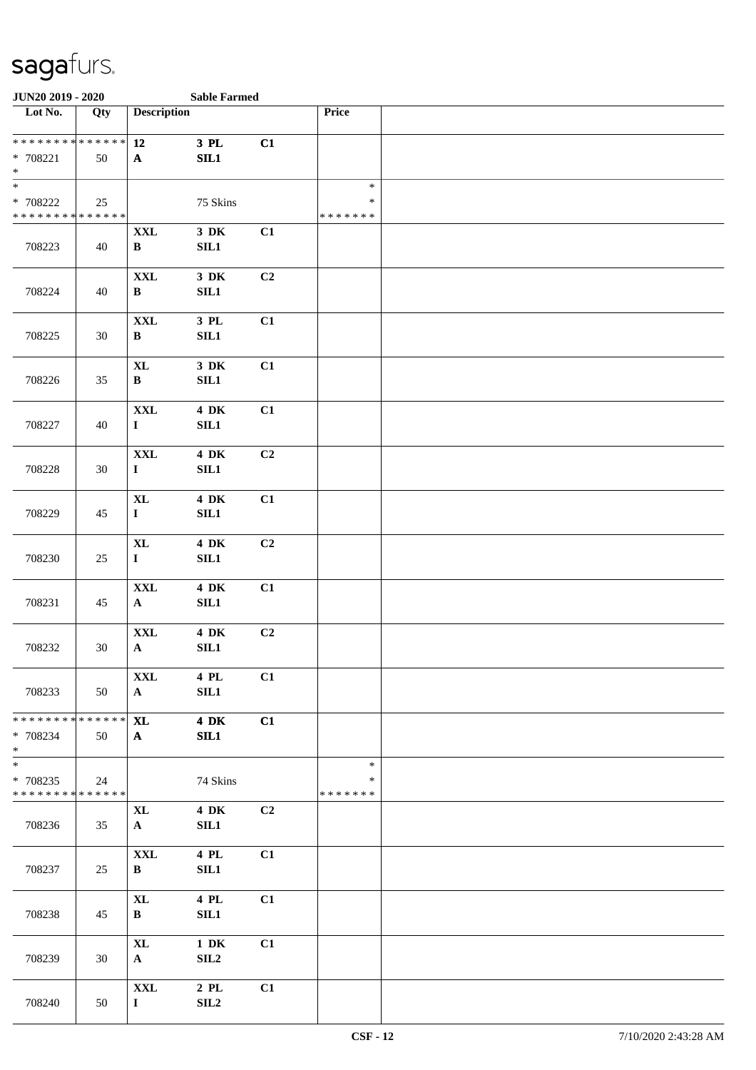# sagafurs.

**JUN20 2019 - 2020** **Sable Farmed**

| Lot No. | Qty | Description | | | Price | |
|---|---|---|---|---|---|---|
| * * * * * * * * * * * * * * | | **12** | **3 PL** | **C1** | | |
| * 708221 | 50 | **A** | **SIL1** | | | |
| * | | | | | | |
| * | | | | | * | |
| * 708222 | 25 | | 75 Skins | | * | |
| * * * * * * * * * * * * * * | | | | | * * * * * * * | |
| 708223 | 40 | **XXL** **B** | **3 DK** **SIL1** | **C1** | | |
| 708224 | 40 | **XXL** **B** | **3 DK** **SIL1** | **C2** | | |
| 708225 | 30 | **XXL** **B** | **3 PL** **SIL1** | **C1** | | |
| 708226 | 35 | **XL** **B** | **3 DK** **SIL1** | **C1** | | |
| 708227 | 40 | **XXL** **I** | **4 DK** **SIL1** | **C1** | | |
| 708228 | 30 | **XXL** **I** | **4 DK** **SIL1** | **C2** | | |
| 708229 | 45 | **XL** **I** | **4 DK** **SIL1** | **C1** | | |
| 708230 | 25 | **XL** **I** | **4 DK** **SIL1** | **C2** | | |
| 708231 | 45 | **XXL** **A** | **4 DK** **SIL1** | **C1** | | |
| 708232 | 30 | **XXL** **A** | **4 DK** **SIL1** | **C2** | | |
| 708233 | 50 | **XXL** **A** | **4 PL** **SIL1** | **C1** | | |
| * * * * * * * * * * * * * * | | **XL** | **4 DK** | **C1** | | |
| * 708234 | 50 | **A** | **SIL1** | | | |
| * | | | | | | |
| * | | | | | * | |
| * 708235 | 24 | | 74 Skins | | * | |
| * * * * * * * * * * * * * * | | | | | * * * * * * * | |
| 708236 | 35 | **XL** **A** | **4 DK** **SIL1** | **C2** | | |
| 708237 | 25 | **XXL** **B** | **4 PL** **SIL1** | **C1** | | |
| 708238 | 45 | **XL** **B** | **4 PL** **SIL1** | **C1** | | |
| 708239 | 30 | **XL** **A** | **1 DK** **SIL2** | **C1** | | |
| 708240 | 50 | **XXL** **I** | **2 PL** **SIL2** | **C1** | | |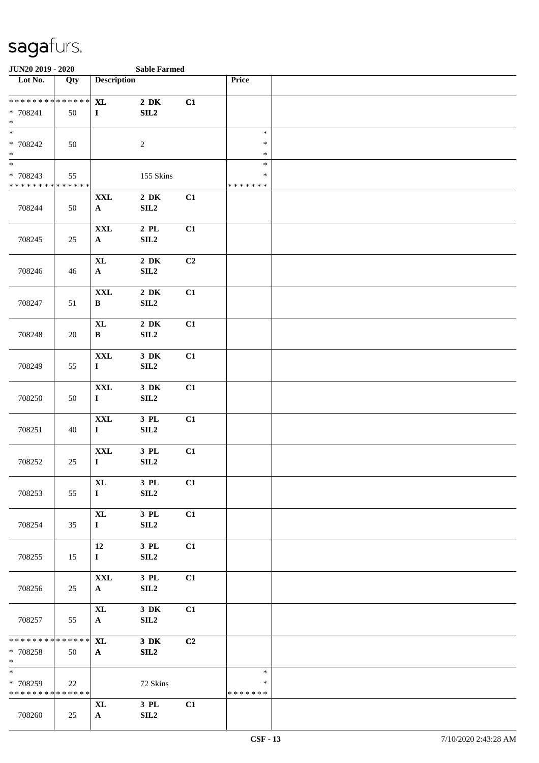# sagafurs.

**JUN20 2019 - 2020** **Sable Farmed**

| Lot No. | Qty | Description | | | Price | |
|---|---|---|---|---|---|---|
| * * * * * * * * * * * * * * | | **XL** | **2 DK** | **C1** | | |
| * 708241 | 50 | **I** | **SIL2** | | | |
| * | | | | | | |
| * | | | | | * | |
| * 708242 | 50 | | 2 | | * | |
| * | | | | | * | |
| * | | | | | * | |
| * 708243 | 55 | | 155 Skins | | * | |
| * * * * * * * * * * * * * * | | | | | * * * * * * * | |
| 708244 | 50 | **XXL** **A** | **2 DK** **SIL2** | **C1** | | |
| 708245 | 25 | **XXL** **A** | **2 PL** **SIL2** | **C1** | | |
| 708246 | 46 | **XL** **A** | **2 DK** **SIL2** | **C2** | | |
| 708247 | 51 | **XXL** **B** | **2 DK** **SIL2** | **C1** | | |
| 708248 | 20 | **XL** **B** | **2 DK** **SIL2** | **C1** | | |
| 708249 | 55 | **XXL** **I** | **3 DK** **SIL2** | **C1** | | |
| 708250 | 50 | **XXL** **I** | **3 DK** **SIL2** | **C1** | | |
| 708251 | 40 | **XXL** **I** | **3 PL** **SIL2** | **C1** | | |
| 708252 | 25 | **XXL** **I** | **3 PL** **SIL2** | **C1** | | |
| 708253 | 55 | **XL** **I** | **3 PL** **SIL2** | **C1** | | |
| 708254 | 35 | **XL** **I** | **3 PL** **SIL2** | **C1** | | |
| 708255 | 15 | **12** **I** | **3 PL** **SIL2** | **C1** | | |
| 708256 | 25 | **XXL** **A** | **3 PL** **SIL2** | **C1** | | |
| 708257 | 55 | **XL** **A** | **3 DK** **SIL2** | **C1** | | |
| * * * * * * * * * * * * * * | | **XL** | **3 DK** | **C2** | | |
| * 708258 | 50 | **A** | **SIL2** | | | |
| * | | | | | | |
| * | | | | | * | |
| * 708259 | 22 | | 72 Skins | | * | |
| * * * * * * * * * * * * * * | | | | | * * * * * * * | |
| 708260 | 25 | **XL** **A** | **3 PL** **SIL2** | **C1** | | |

CSF - 13 7/10/2020 2:43:28 AM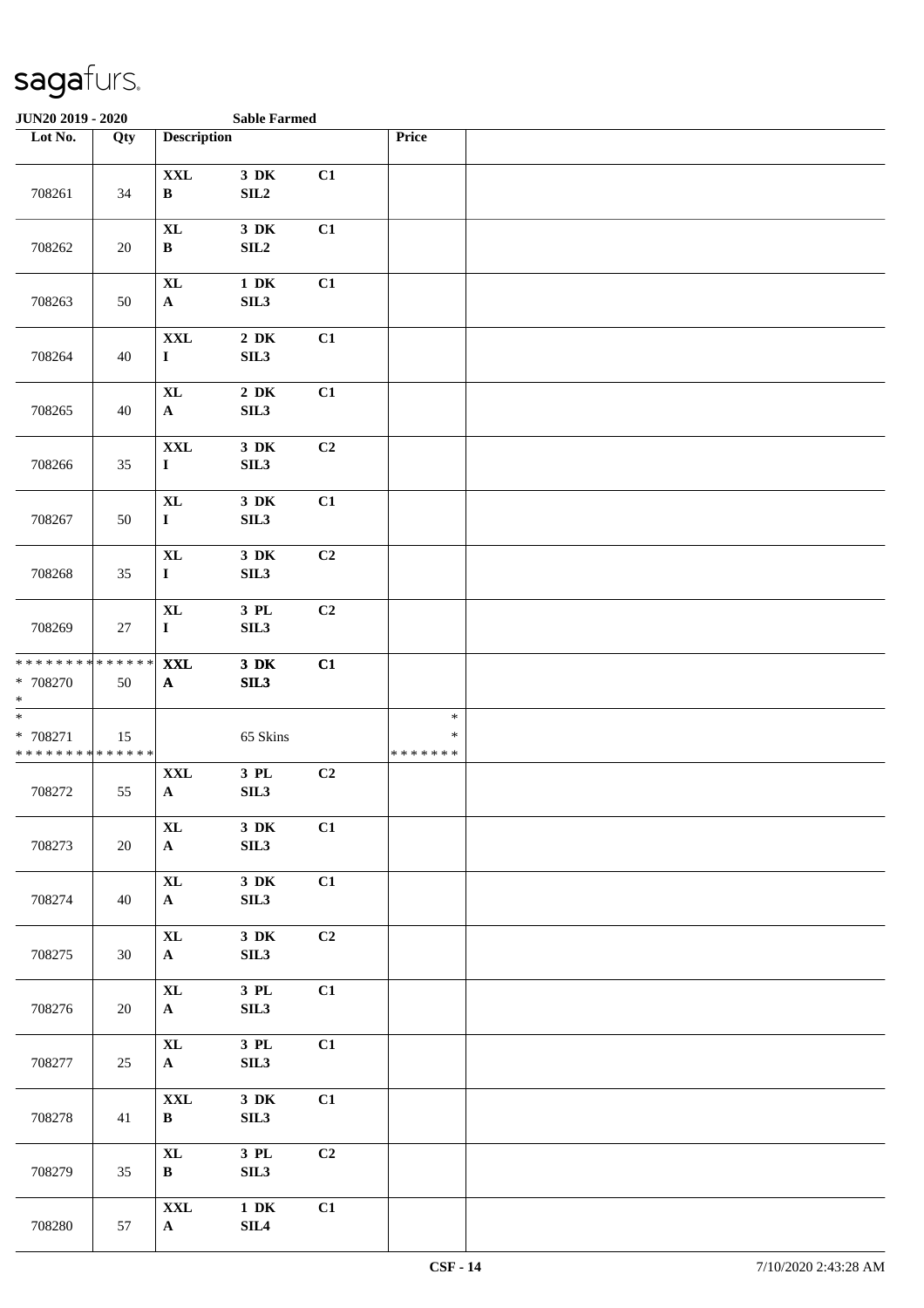# sagafurs.

**JUN20 2019 - 2020** **Sable Farmed**

| Lot No. | Qty | Description | | | Price | |
|---|---|---|---|---|---|---|
| 708261 | 34 | **XXL** **B** | **3 DK** **SIL2** | **C1** | | |
| 708262 | 20 | **XL** **B** | **3 DK** **SIL2** | **C1** | | |
| 708263 | 50 | **XL** **A** | **1 DK** **SIL3** | **C1** | | |
| 708264 | 40 | **XXL** **I** | **2 DK** **SIL3** | **C1** | | |
| 708265 | 40 | **XL** **A** | **2 DK** **SIL3** | **C1** | | |
| 708266 | 35 | **XXL** **I** | **3 DK** **SIL3** | **C2** | | |
| 708267 | 50 | **XL** **I** | **3 DK** **SIL3** | **C1** | | |
| 708268 | 35 | **XL** **I** | **3 DK** **SIL3** | **C2** | | |
| 708269 | 27 | **XL** **I** | **3 PL** **SIL3** | **C2** | | |
| * * * * * * * * * * * * * * * 708270 * | 50 | **XXL** **A** | **3 DK** **SIL3** | **C1** | | |
| * * 708271 * * * * * * * * * * * * * * | 15 | | 65 Skins | | * * * * * * * * * | |
| 708272 | 55 | **XXL** **A** | **3 PL** **SIL3** | **C2** | | |
| 708273 | 20 | **XL** **A** | **3 DK** **SIL3** | **C1** | | |
| 708274 | 40 | **XL** **A** | **3 DK** **SIL3** | **C1** | | |
| 708275 | 30 | **XL** **A** | **3 DK** **SIL3** | **C2** | | |
| 708276 | 20 | **XL** **A** | **3 PL** **SIL3** | **C1** | | |
| 708277 | 25 | **XL** **A** | **3 PL** **SIL3** | **C1** | | |
| 708278 | 41 | **XXL** **B** | **3 DK** **SIL3** | **C1** | | |
| 708279 | 35 | **XL** **B** | **3 PL** **SIL3** | **C2** | | |
| 708280 | 57 | **XXL** **A** | **1 DK** **SIL4** | **C1** | | |

**CSF - 14** 7/10/2020 2:43:28 AM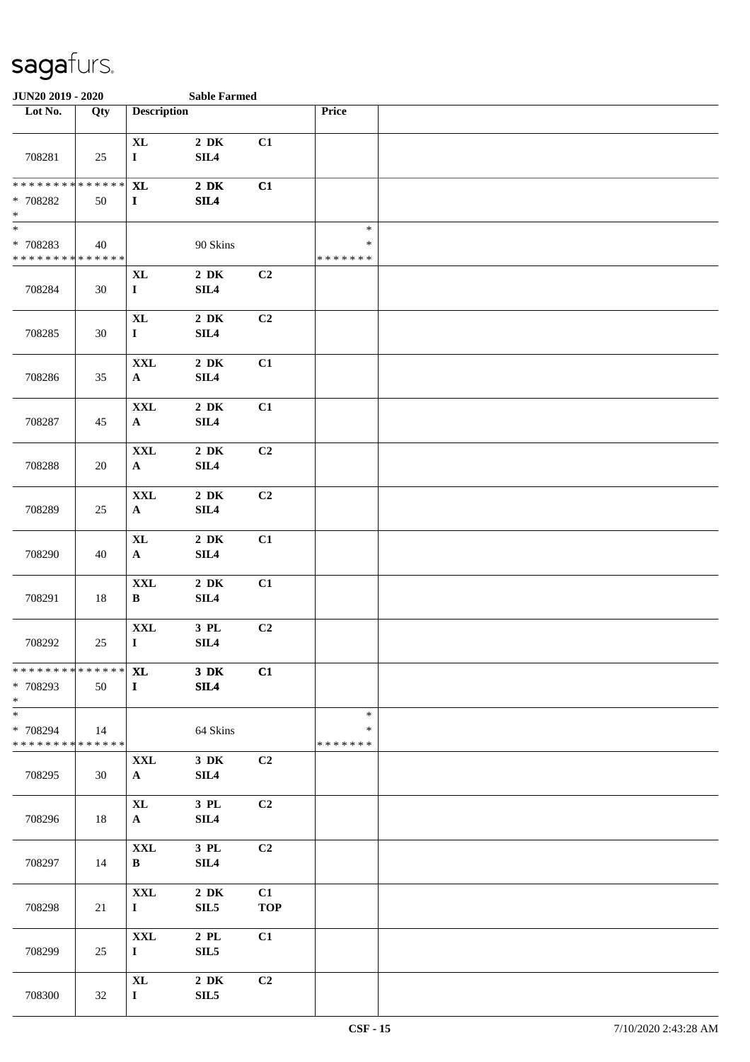# sagafurs.

**JUN20 2019 - 2020** **Sable Farmed**

| Lot No. | Qty | Description | | | Price | |
|---|---|---|---|---|---|---|
| 708281 | 25 | XL<br>I | 2 DK<br>SIL4 | C1 | | |
| * * * * * * * * * * * * * *<br>* 708282<br>* | 50 | XL<br>I | 2 DK<br>SIL4 | C1 | | |
| *<br>* 708283<br>* * * * * * * * * * * * * * | 40 | | 90 Skins | | *<br>*<br>* * * * * * * | |
| 708284 | 30 | XL<br>I | 2 DK<br>SIL4 | C2 | | |
| 708285 | 30 | XL<br>I | 2 DK<br>SIL4 | C2 | | |
| 708286 | 35 | XXL<br>A | 2 DK<br>SIL4 | C1 | | |
| 708287 | 45 | XXL<br>A | 2 DK<br>SIL4 | C1 | | |
| 708288 | 20 | XXL<br>A | 2 DK<br>SIL4 | C2 | | |
| 708289 | 25 | XXL<br>A | 2 DK<br>SIL4 | C2 | | |
| 708290 | 40 | XL<br>A | 2 DK<br>SIL4 | C1 | | |
| 708291 | 18 | XXL<br>B | 2 DK<br>SIL4 | C1 | | |
| 708292 | 25 | XXL<br>I | 3 PL<br>SIL4 | C2 | | |
| * * * * * * * * * * * * * *<br>* 708293<br>* | 50 | XL<br>I | 3 DK<br>SIL4 | C1 | | |
| *<br>* 708294<br>* * * * * * * * * * * * * * | 14 | | 64 Skins | | *<br>*<br>* * * * * * * | |
| 708295 | 30 | XXL<br>A | 3 DK<br>SIL4 | C2 | | |
| 708296 | 18 | XL<br>A | 3 PL<br>SIL4 | C2 | | |
| 708297 | 14 | XXL<br>B | 3 PL<br>SIL4 | C2 | | |
| 708298 | 21 | XXL<br>I | 2 DK<br>SIL5 | C1<br>TOP | | |
| 708299 | 25 | XXL<br>I | 2 PL<br>SIL5 | C1 | | |
| 708300 | 32 | XL<br>I | 2 DK<br>SIL5 | C2 | | |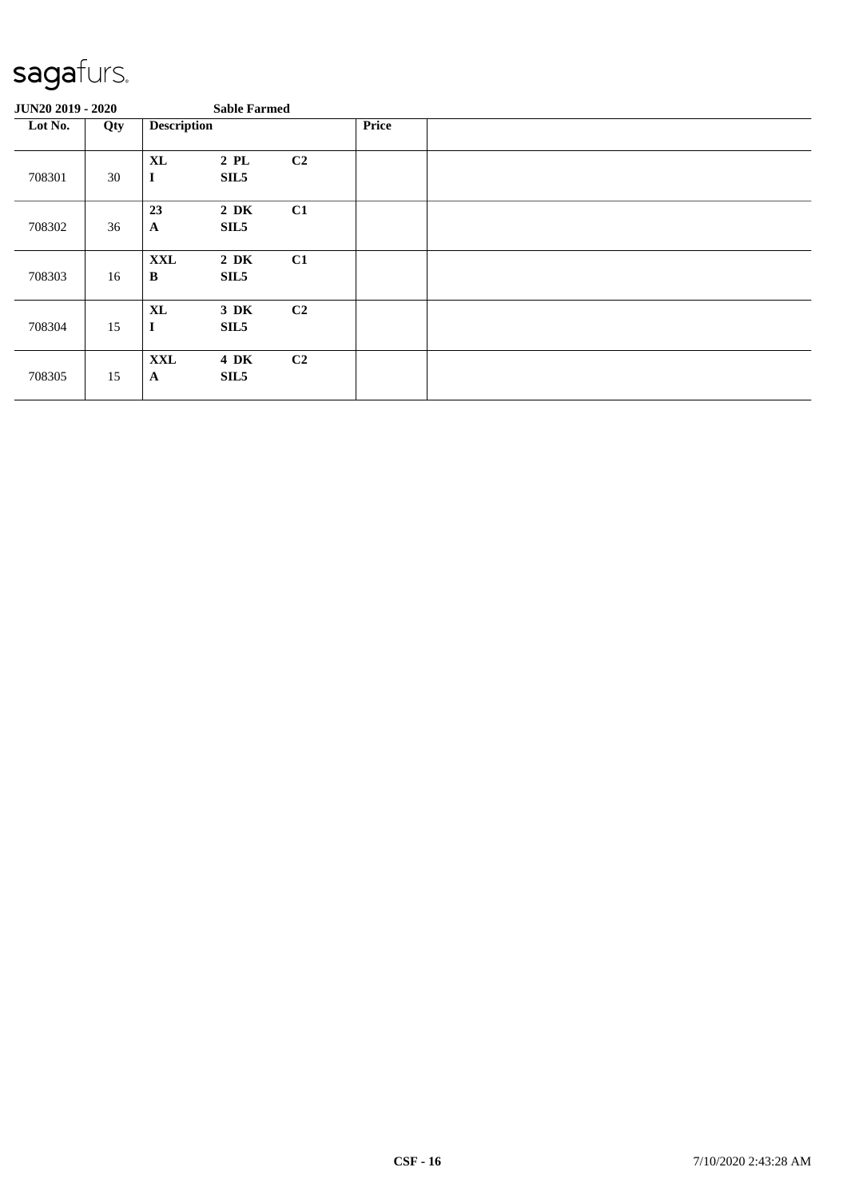sagafurs.

**JUN20 2019 - 2020** **Sable Farmed**

| Lot No. | Qty | Description | | | Price | |
|---|---|---|---|---|---|---|
| 708301 | 30 | **XL** **I** | **2 PL** **SIL5** | **C2** | | |
| 708302 | 36 | **23** **A** | **2 DK** **SIL5** | **C1** | | |
| 708303 | 16 | **XXL** **B** | **2 DK** **SIL5** | **C1** | | |
| 708304 | 15 | **XL** **I** | **3 DK** **SIL5** | **C2** | | |
| 708305 | 15 | **XXL** **A** | **4 DK** **SIL5** | **C2** | | |

**CSF - 16** 7/10/2020 2:43:28 AM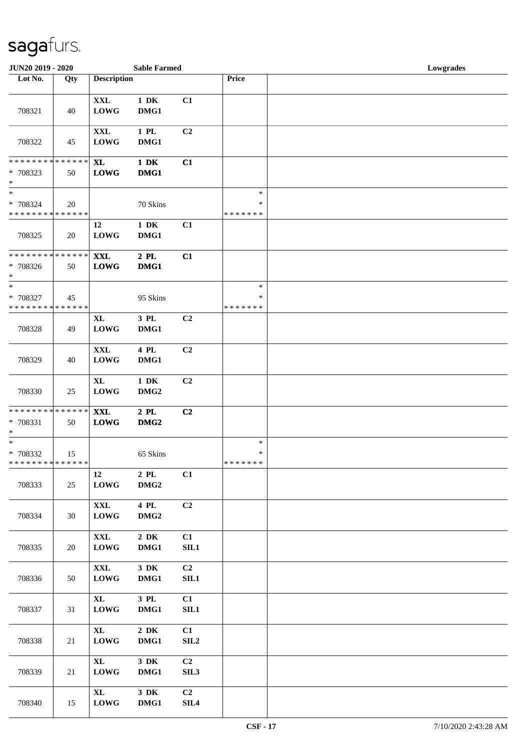sagafurs.

**JUN20 2019 - 2020** **Sable Farmed** **Lowgrades**

| Lot No. | Qty | Description | | | Price | |
|---|---|---|---|---|---|---|
| 708321 | 40 | **XXL LOWG** | **1 DK DMG1** | **C1** | | |
| 708322 | 45 | **XXL LOWG** | **1 PL DMG1** | **C2** | | |
| * * * * * * * * * * * * * * <br>* 708323<br>* | 50 | **XL LOWG** | **1 DK DMG1** | **C1** | | |
| * <br>* 708324<br>* * * * * * * * * * * * * * | 20 | | 70 Skins | | * <br>* <br>* * * * * * * | |
| 708325 | 20 | **12 LOWG** | **1 DK DMG1** | **C1** | | |
| * * * * * * * * * * * * * * <br>* 708326<br>* | 50 | **XXL LOWG** | **2 PL DMG1** | **C1** | | |
| * <br>* 708327<br>* * * * * * * * * * * * * * | 45 | | 95 Skins | | * <br>* <br>* * * * * * * | |
| 708328 | 49 | **XL LOWG** | **3 PL DMG1** | **C2** | | |
| 708329 | 40 | **XXL LOWG** | **4 PL DMG1** | **C2** | | |
| 708330 | 25 | **XL LOWG** | **1 DK DMG2** | **C2** | | |
| * * * * * * * * * * * * * * <br>* 708331<br>* | 50 | **XXL LOWG** | **2 PL DMG2** | **C2** | | |
| * <br>* 708332<br>* * * * * * * * * * * * * * | 15 | | 65 Skins | | * <br>* <br>* * * * * * * | |
| 708333 | 25 | **12 LOWG** | **2 PL DMG2** | **C1** | | |
| 708334 | 30 | **XXL LOWG** | **4 PL DMG2** | **C2** | | |
| 708335 | 20 | **XXL LOWG** | **2 DK DMG1** | **C1 SIL1** | | |
| 708336 | 50 | **XXL LOWG** | **3 DK DMG1** | **C2 SIL1** | | |
| 708337 | 31 | **XL LOWG** | **3 PL DMG1** | **C1 SIL1** | | |
| 708338 | 21 | **XL LOWG** | **2 DK DMG1** | **C1 SIL2** | | |
| 708339 | 21 | **XL LOWG** | **3 DK DMG1** | **C2 SIL3** | | |
| 708340 | 15 | **XL LOWG** | **3 DK DMG1** | **C2 SIL4** | | |

**CSF - 17** 7/10/2020 2:43:28 AM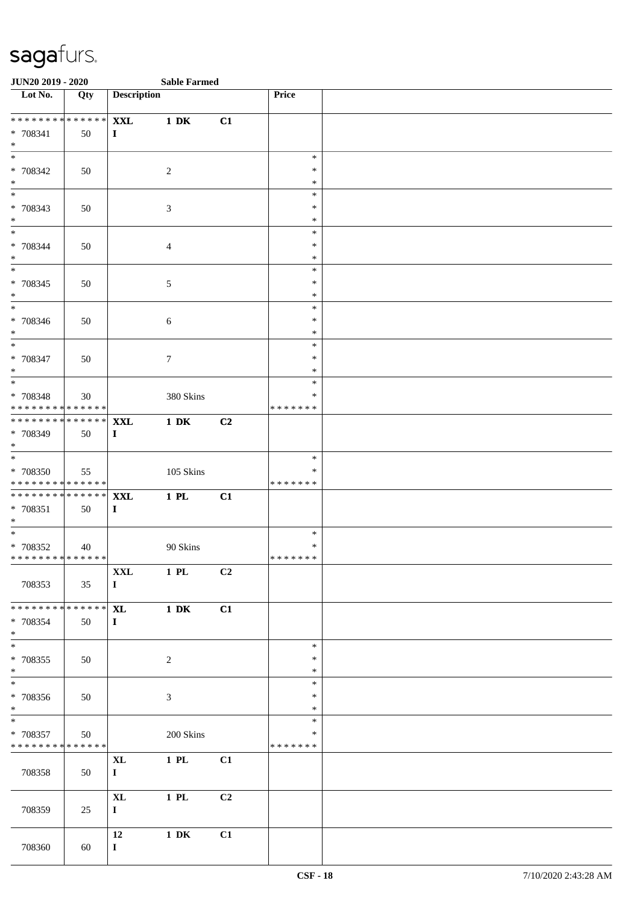# sagafurs.

**JUN20 2019 - 2020** **Sable Farmed**

| Lot No. | Qty | Description | | | Price | |
|---|---|---|---|---|---|---|
| * * * * * * * * * * * * * * | | **XXL** | **1 DK** | **C1** | | |
| * 708341 | 50 | **I** | | | | |
| * | | | | | | |
| * | | | | | * | |
| * 708342 | 50 | | 2 | | * | |
| * | | | | | * | |
| * | | | | | * | |
| * 708343 | 50 | | 3 | | * | |
| * | | | | | * | |
| * | | | | | * | |
| * 708344 | 50 | | 4 | | * | |
| * | | | | | * | |
| * | | | | | * | |
| * 708345 | 50 | | 5 | | * | |
| * | | | | | * | |
| * | | | | | * | |
| * 708346 | 50 | | 6 | | * | |
| * | | | | | * | |
| * | | | | | * | |
| * 708347 | 50 | | 7 | | * | |
| * | | | | | * | |
| * | | | | | * | |
| * 708348 | 30 | | 380 Skins | | * | |
| * * * * * * * * * * * * * * | | | | | * * * * * * * | |
| * * * * * * * * * * * * * * | | **XXL** | **1 DK** | **C2** | | |
| * 708349 | 50 | **I** | | | | |
| * | | | | | | |
| * | | | | | * | |
| * 708350 | 55 | | 105 Skins | | * | |
| * * * * * * * * * * * * * * | | | | | * * * * * * * | |
| * * * * * * * * * * * * * * | | **XXL** | **1 PL** | **C1** | | |
| * 708351 | 50 | **I** | | | | |
| * | | | | | | |
| * | | | | | * | |
| * 708352 | 40 | | 90 Skins | | * | |
| * * * * * * * * * * * * * * | | | | | * * * * * * * | |
| | | **XXL** | **1 PL** | **C2** | | |
| 708353 | 35 | **I** | | | | |
| * * * * * * * * * * * * * * | | **XL** | **1 DK** | **C1** | | |
| * 708354 | 50 | **I** | | | | |
| * | | | | | | |
| * | | | | | * | |
| * 708355 | 50 | | 2 | | * | |
| * | | | | | * | |
| * | | | | | * | |
| * 708356 | 50 | | 3 | | * | |
| * | | | | | * | |
| * | | | | | * | |
| * 708357 | 50 | | 200 Skins | | * | |
| * * * * * * * * * * * * * * | | | | | * * * * * * * | |
| | | **XL** | **1 PL** | **C1** | | |
| 708358 | 50 | **I** | | | | |
| | | **XL** | **1 PL** | **C2** | | |
| 708359 | 25 | **I** | | | | |
| | | **12** | **1 DK** | **C1** | | |
| 708360 | 60 | **I** | | | | |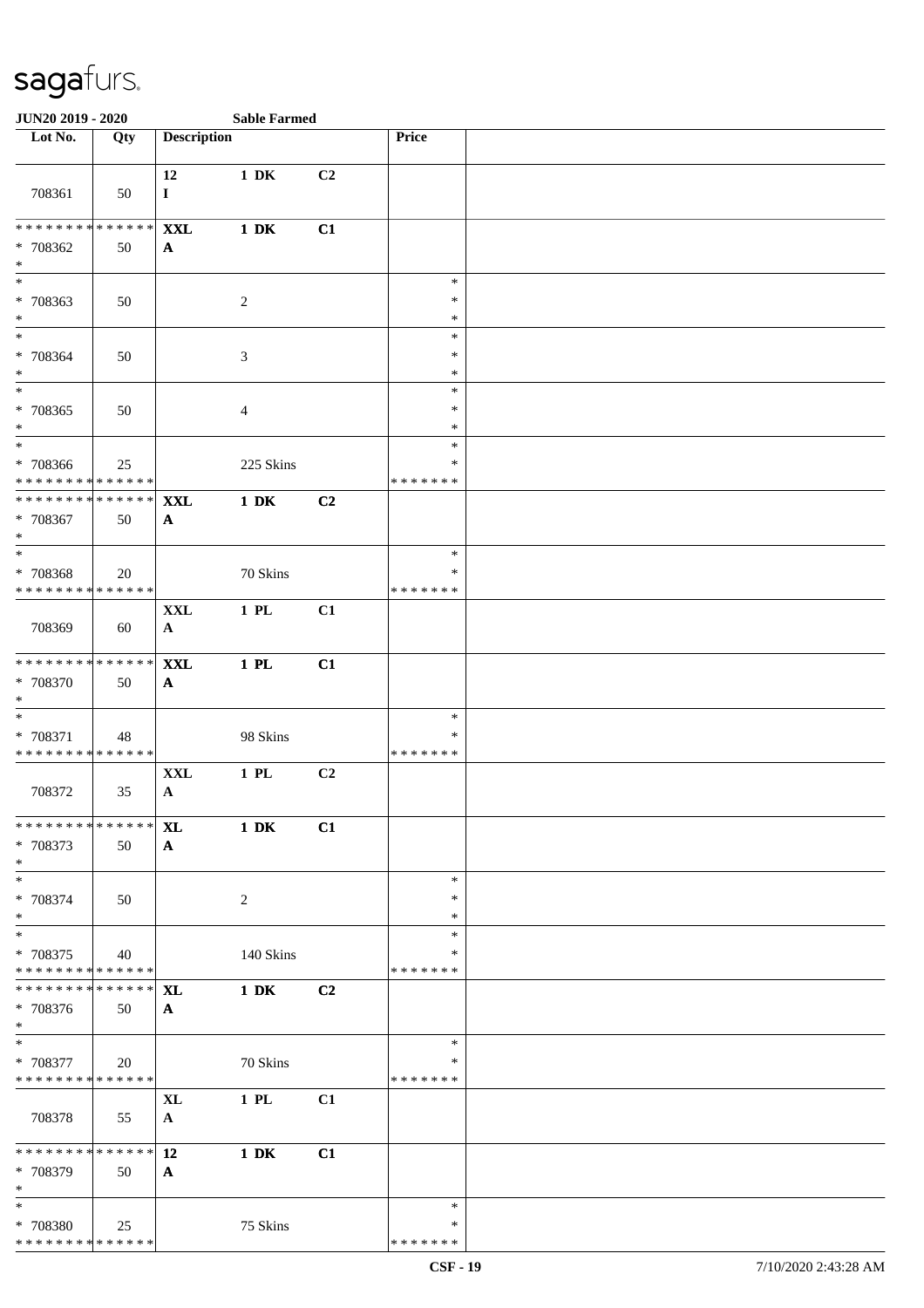sagafurs.

**JUN20 2019 - 2020** **Sable Farmed**

| Lot No. | Qty | Description | | | Price | |
|---|---|---|---|---|---|---|
| 708361 | 50 | **12** I | **1 DK** | **C2** | | |
| * * * * * * * * * * * * * * * 708362 * | 50 | **XXL** **A** | **1 DK** | **C1** | | |
| * * 708363 * | 50 | | 2 | | * * * | |
| * * 708364 * | 50 | | 3 | | * * * | |
| * * 708365 * | 50 | | 4 | | * * * | |
| * * 708366 * * * * * * * * * * * * * * | 25 | | 225 Skins | | * * * * * * * * | |
| * * * * * * * * * * * * * * * 708367 * | 50 | **XXL** **A** | **1 DK** | **C2** | | |
| * * 708368 * * * * * * * * * * * * * * | 20 | | 70 Skins | | * * * * * * * * | |
| 708369 | 60 | **XXL** **A** | **1 PL** | **C1** | | |
| * * * * * * * * * * * * * * * 708370 * | 50 | **XXL** **A** | **1 PL** | **C1** | | |
| * * 708371 * * * * * * * * * * * * * * | 48 | | 98 Skins | | * * * * * * * * | |
| 708372 | 35 | **XXL** **A** | **1 PL** | **C2** | | |
| * * * * * * * * * * * * * * * 708373 * | 50 | **XL** **A** | **1 DK** | **C1** | | |
| * * 708374 * | 50 | | 2 | | * * * | |
| * * 708375 * * * * * * * * * * * * * * | 40 | | 140 Skins | | * * * * * * * * | |
| * * * * * * * * * * * * * * * 708376 * | 50 | **XL** **A** | **1 DK** | **C2** | | |
| * * 708377 * * * * * * * * * * * * * * | 20 | | 70 Skins | | * * * * * * * * | |
| 708378 | 55 | **XL** **A** | **1 PL** | **C1** | | |
| * * * * * * * * * * * * * * * 708379 * | 50 | **12** **A** | **1 DK** | **C1** | | |
| * * 708380 * * * * * * * * * * * * * * | 25 | | 75 Skins | | * * * * * * * * | |

**CSF - 19** 7/10/2020 2:43:28 AM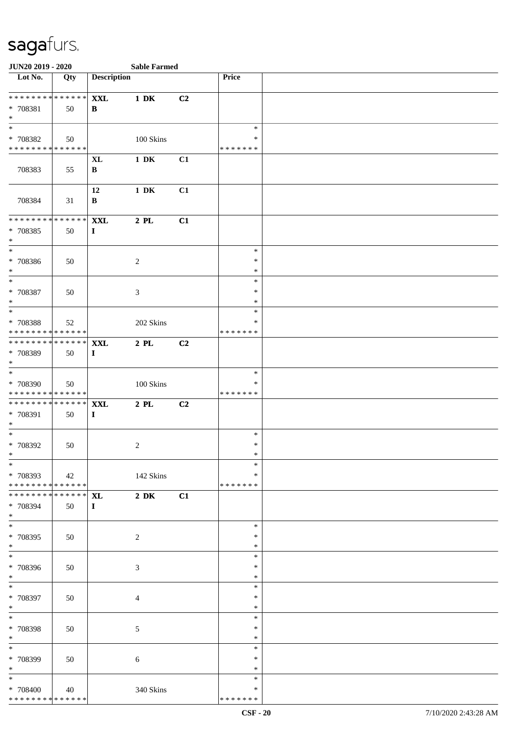# sagafurs.

**JUN20 2019 - 2020** **Sable Farmed**

| Lot No. | Qty | Description | | | Price | |
|---|---|---|---|---|---|---|
| * * * * * * * * * * * * * * <br> * 708381 <br> * | 50 | **XXL** <br> **B** | **1 DK** | **C2** | | |
| * <br> * 708382 <br> * * * * * * * * * * * * * * | 50 | | 100 Skins | | * <br> * <br> * * * * * * * | |
| 708383 | 55 | **XL** <br> **B** | **1 DK** | **C1** | | |
| 708384 | 31 | **12** <br> **B** | **1 DK** | **C1** | | |
| * * * * * * * * * * * * * * <br> * 708385 <br> * | 50 | **XXL** <br> **I** | **2 PL** | **C1** | | |
| * <br> * 708386 <br> * | 50 | | 2 | | * <br> * <br> * | |
| * <br> * 708387 <br> * | 50 | | 3 | | * <br> * <br> * | |
| * <br> * 708388 <br> * * * * * * * * * * * * * * | 52 | | 202 Skins | | * <br> * <br> * * * * * * * | |
| * * * * * * * * * * * * * * <br> * 708389 <br> * | 50 | **XXL** <br> **I** | **2 PL** | **C2** | | |
| * <br> * 708390 <br> * * * * * * * * * * * * * * | 50 | | 100 Skins | | * <br> * <br> * * * * * * * | |
| * * * * * * * * * * * * * * <br> * 708391 <br> * | 50 | **XXL** <br> **I** | **2 PL** | **C2** | | |
| * <br> * 708392 <br> * | 50 | | 2 | | * <br> * <br> * | |
| * <br> * 708393 <br> * * * * * * * * * * * * * * | 42 | | 142 Skins | | * <br> * <br> * * * * * * * | |
| * * * * * * * * * * * * * * <br> * 708394 <br> * | 50 | **XL** <br> **I** | **2 DK** | **C1** | | |
| * <br> * 708395 <br> * | 50 | | 2 | | * <br> * <br> * | |
| * <br> * 708396 <br> * | 50 | | 3 | | * <br> * <br> * | |
| * <br> * 708397 <br> * | 50 | | 4 | | * <br> * <br> * | |
| * <br> * 708398 <br> * | 50 | | 5 | | * <br> * <br> * | |
| * <br> * 708399 <br> * | 50 | | 6 | | * <br> * <br> * | |
| * <br> * 708400 <br> * * * * * * * * * * * * * * | 40 | | 340 Skins | | * <br> * <br> * * * * * * * | |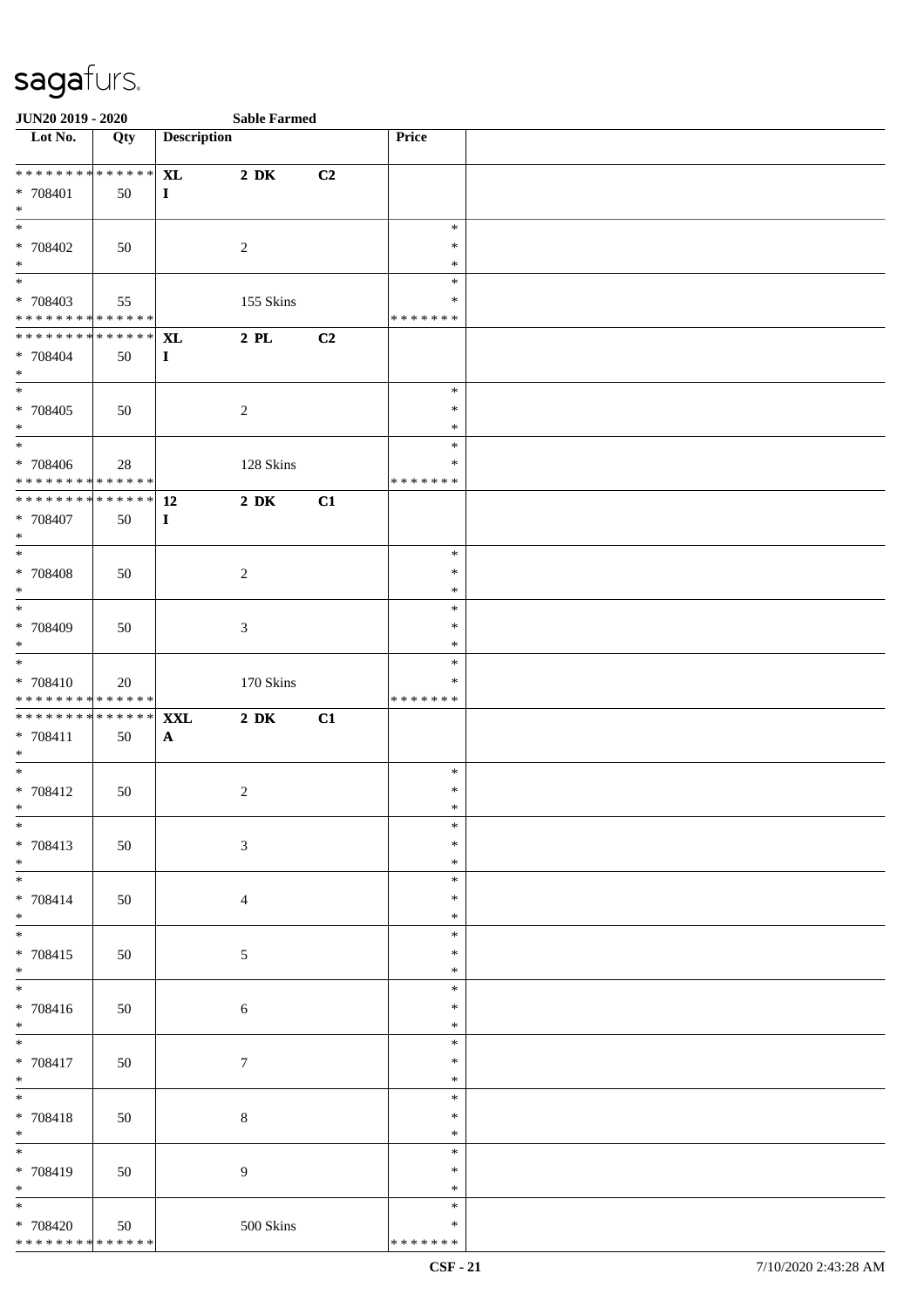# sagafurs.

**JUN20 2019 - 2020** **Sable Farmed**

| Lot No. | Qty | Description | | | Price | |
|---|---|---|---|---|---|---|
| * * * * * * * * * * * * * * | | **XL** | **2 DK** | **C2** | | |
| * 708401 | 50 | **I** | | | | |
| * | | | | | | |
| * | | | | | * | |
| * 708402 | 50 | | 2 | | * | |
| * | | | | | * | |
| * | | | | | * | |
| * 708403 | 55 | | 155 Skins | | * | |
| * * * * * * * * * * * * * * | | | | | * * * * * * * | |
| * * * * * * * * * * * * * * | | **XL** | **2 PL** | **C2** | | |
| * 708404 | 50 | **I** | | | | |
| * | | | | | | |
| * | | | | | * | |
| * 708405 | 50 | | 2 | | * | |
| * | | | | | * | |
| * | | | | | * | |
| * 708406 | 28 | | 128 Skins | | * | |
| * * * * * * * * * * * * * * | | | | | * * * * * * * | |
| * * * * * * * * * * * * * * | | **12** | **2 DK** | **C1** | | |
| * 708407 | 50 | **I** | | | | |
| * | | | | | | |
| * | | | | | * | |
| * 708408 | 50 | | 2 | | * | |
| * | | | | | * | |
| * | | | | | * | |
| * 708409 | 50 | | 3 | | * | |
| * | | | | | * | |
| * | | | | | * | |
| * 708410 | 20 | | 170 Skins | | * | |
| * * * * * * * * * * * * * * | | | | | * * * * * * * | |
| * * * * * * * * * * * * * * | | **XXL** | **2 DK** | **C1** | | |
| * 708411 | 50 | **A** | | | | |
| * | | | | | | |
| * | | | | | * | |
| * 708412 | 50 | | 2 | | * | |
| * | | | | | * | |
| * | | | | | * | |
| * 708413 | 50 | | 3 | | * | |
| * | | | | | * | |
| * | | | | | * | |
| * 708414 | 50 | | 4 | | * | |
| * | | | | | * | |
| * | | | | | * | |
| * 708415 | 50 | | 5 | | * | |
| * | | | | | * | |
| * | | | | | * | |
| * 708416 | 50 | | 6 | | * | |
| * | | | | | * | |
| * | | | | | * | |
| * 708417 | 50 | | 7 | | * | |
| * | | | | | * | |
| * | | | | | * | |
| * 708418 | 50 | | 8 | | * | |
| * | | | | | * | |
| * | | | | | * | |
| * 708419 | 50 | | 9 | | * | |
| * | | | | | * | |
| * | | | | | * | |
| * 708420 | 50 | | 500 Skins | | * | |
| * * * * * * * * * * * * * * | | | | | * * * * * * * | |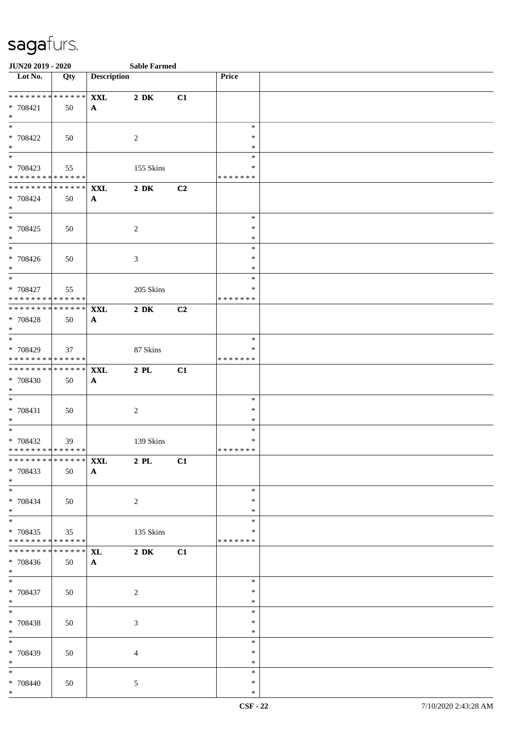**JUN20 2019 - 2020** **Sable Farmed**

| Lot No. | Qty | Description | | | Price | |
|---|---|---|---|---|---|---|
| * * * * * * * * * * * * * * | | **XXL** | **2 DK** | **C1** | | |
| * 708421 | 50 | **A** | | | | |
| * | | | | | | |
| * | | | | | * | |
| * 708422 | 50 | | 2 | | * | |
| * | | | | | * | |
| * | | | | | * | |
| * 708423 | 55 | | 155 Skins | | * | |
| * * * * * * * * * * * * * * | | | | | * * * * * * * | |
| * * * * * * * * * * * * * * | | **XXL** | **2 DK** | **C2** | | |
| * 708424 | 50 | **A** | | | | |
| * | | | | | | |
| * | | | | | * | |
| * 708425 | 50 | | 2 | | * | |
| * | | | | | * | |
| * | | | | | * | |
| * 708426 | 50 | | 3 | | * | |
| * | | | | | * | |
| * | | | | | * | |
| * 708427 | 55 | | 205 Skins | | * | |
| * * * * * * * * * * * * * * | | | | | * * * * * * * | |
| * * * * * * * * * * * * * * | | **XXL** | **2 DK** | **C2** | | |
| * 708428 | 50 | **A** | | | | |
| * | | | | | | |
| * | | | | | * | |
| * 708429 | 37 | | 87 Skins | | * | |
| * * * * * * * * * * * * * * | | | | | * * * * * * * | |
| * * * * * * * * * * * * * * | | **XXL** | **2 PL** | **C1** | | |
| * 708430 | 50 | **A** | | | | |
| * | | | | | | |
| * | | | | | * | |
| * 708431 | 50 | | 2 | | * | |
| * | | | | | * | |
| * | | | | | * | |
| * 708432 | 39 | | 139 Skins | | * | |
| * * * * * * * * * * * * * * | | | | | * * * * * * * | |
| * * * * * * * * * * * * * * | | **XXL** | **2 PL** | **C1** | | |
| * 708433 | 50 | **A** | | | | |
| * | | | | | | |
| * | | | | | * | |
| * 708434 | 50 | | 2 | | * | |
| * | | | | | * | |
| * | | | | | * | |
| * 708435 | 35 | | 135 Skins | | * | |
| * * * * * * * * * * * * * * | | | | | * * * * * * * | |
| * * * * * * * * * * * * * * | | **XL** | **2 DK** | **C1** | | |
| * 708436 | 50 | **A** | | | | |
| * | | | | | | |
| * | | | | | * | |
| * 708437 | 50 | | 2 | | * | |
| * | | | | | * | |
| * | | | | | * | |
| * 708438 | 50 | | 3 | | * | |
| * | | | | | * | |
| * | | | | | * | |
| * 708439 | 50 | | 4 | | * | |
| * | | | | | * | |
| * | | | | | * | |
| * 708440 | 50 | | 5 | | * | |
| * | | | | | * | |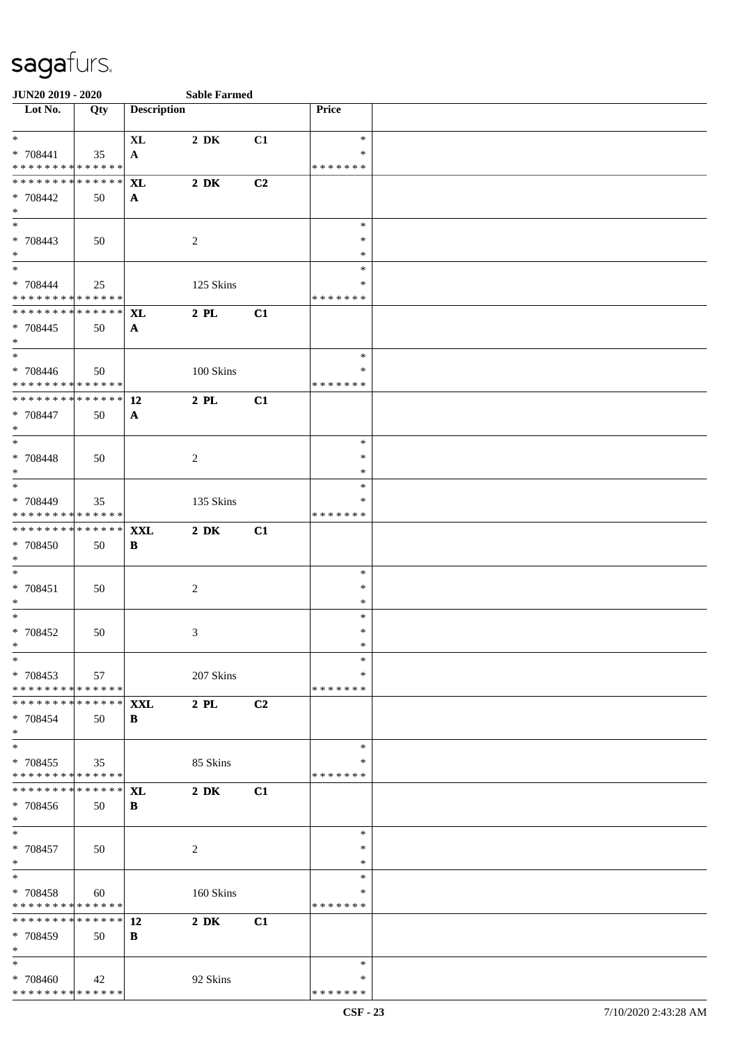sagafurs.

**JUN20 2019 - 2020** **Sable Farmed**

| Lot No. | Qty | Description | | | Price | |
|---|---|---|---|---|---|---|
| * | | **XL** | **2 DK** | **C1** | * | |
| * 708441 | 35 | **A** | | | * | |
| * * * * * * * * * * * * * * | | | | | * * * * * * * | |
| * * * * * * * * * * * * * * | | **XL** | **2 DK** | **C2** | | |
| * 708442 | 50 | **A** | | | | |
| * | | | | | | |
| * | | | | | * | |
| * 708443 | 50 | | 2 | | * | |
| * | | | | | * | |
| * | | | | | * | |
| * 708444 | 25 | | 125 Skins | | * | |
| * * * * * * * * * * * * * * | | | | | * * * * * * * | |
| * * * * * * * * * * * * * * | | **XL** | **2 PL** | **C1** | | |
| * 708445 | 50 | **A** | | | | |
| * | | | | | | |
| * | | | | | * | |
| * 708446 | 50 | | 100 Skins | | * | |
| * * * * * * * * * * * * * * | | | | | * * * * * * * | |
| * * * * * * * * * * * * * * | | **12** | **2 PL** | **C1** | | |
| * 708447 | 50 | **A** | | | | |
| * | | | | | | |
| * | | | | | * | |
| * 708448 | 50 | | 2 | | * | |
| * | | | | | * | |
| * | | | | | * | |
| * 708449 | 35 | | 135 Skins | | * | |
| * * * * * * * * * * * * * * | | | | | * * * * * * * | |
| * * * * * * * * * * * * * * | | **XXL** | **2 DK** | **C1** | | |
| * 708450 | 50 | **B** | | | | |
| * | | | | | | |
| * | | | | | * | |
| * 708451 | 50 | | 2 | | * | |
| * | | | | | * | |
| * | | | | | * | |
| * 708452 | 50 | | 3 | | * | |
| * | | | | | * | |
| * | | | | | * | |
| * 708453 | 57 | | 207 Skins | | * | |
| * * * * * * * * * * * * * * | | | | | * * * * * * * | |
| * * * * * * * * * * * * * * | | **XXL** | **2 PL** | **C2** | | |
| * 708454 | 50 | **B** | | | | |
| * | | | | | | |
| * | | | | | * | |
| * 708455 | 35 | | 85 Skins | | * | |
| * * * * * * * * * * * * * * | | | | | * * * * * * * | |
| * * * * * * * * * * * * * * | | **XL** | **2 DK** | **C1** | | |
| * 708456 | 50 | **B** | | | | |
| * | | | | | | |
| * | | | | | * | |
| * 708457 | 50 | | 2 | | * | |
| * | | | | | * | |
| * | | | | | * | |
| * 708458 | 60 | | 160 Skins | | * | |
| * * * * * * * * * * * * * * | | | | | * * * * * * * | |
| * * * * * * * * * * * * * * | | **12** | **2 DK** | **C1** | | |
| * 708459 | 50 | **B** | | | | |
| * | | | | | | |
| * | | | | | * | |
| * 708460 | 42 | | 92 Skins | | * | |
| * * * * * * * * * * * * * * | | | | | * * * * * * * | |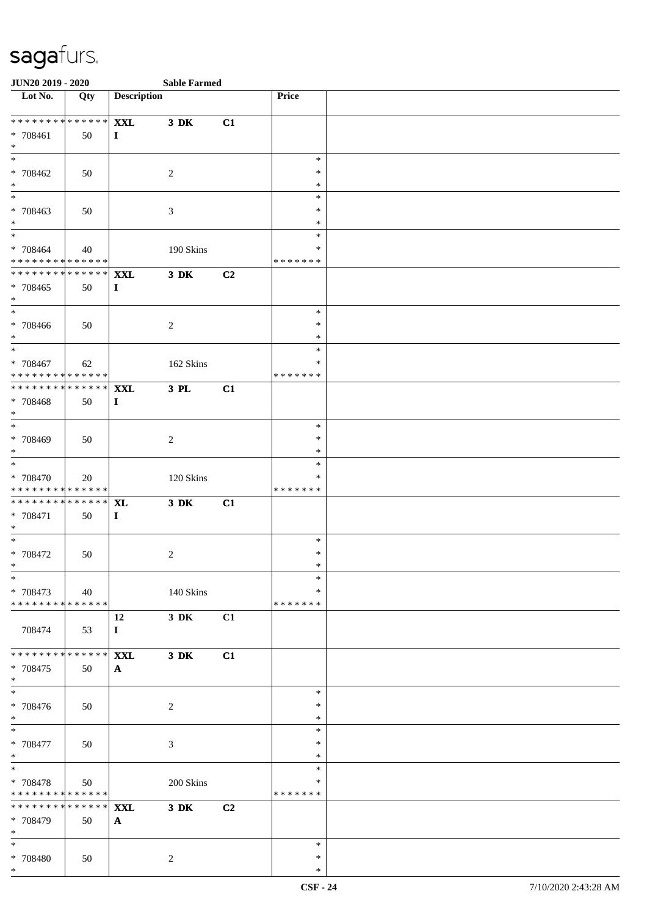sagafurs.

**JUN20 2019 - 2020** **Sable Farmed**

| Lot No. | Qty | Description | | | Price | |
|---|---|---|---|---|---|---|
| * * * * * * * * * * * * * * | | **XXL** | **3 DK** | **C1** | | |
| * 708461 | 50 | **I** | | | | |
| * | | | | | | |
| * | | | | | * | |
| * 708462 | 50 | | 2 | | * | |
| * | | | | | * | |
| * | | | | | * | |
| * 708463 | 50 | | 3 | | * | |
| * | | | | | * | |
| * | | | | | * | |
| * 708464 | 40 | | 190 Skins | | * | |
| * * * * * * * * * * * * * * | | | | | * * * * * * * | |
| * * * * * * * * * * * * * * | | **XXL** | **3 DK** | **C2** | | |
| * 708465 | 50 | **I** | | | | |
| * | | | | | | |
| * | | | | | * | |
| * 708466 | 50 | | 2 | | * | |
| * | | | | | * | |
| * | | | | | * | |
| * 708467 | 62 | | 162 Skins | | * | |
| * * * * * * * * * * * * * * | | | | | * * * * * * * | |
| * * * * * * * * * * * * * * | | **XXL** | **3 PL** | **C1** | | |
| * 708468 | 50 | **I** | | | | |
| * | | | | | | |
| * | | | | | * | |
| * 708469 | 50 | | 2 | | * | |
| * | | | | | * | |
| * | | | | | * | |
| * 708470 | 20 | | 120 Skins | | * | |
| * * * * * * * * * * * * * * | | | | | * * * * * * * | |
| * * * * * * * * * * * * * * | | **XL** | **3 DK** | **C1** | | |
| * 708471 | 50 | **I** | | | | |
| * | | | | | | |
| * | | | | | * | |
| * 708472 | 50 | | 2 | | * | |
| * | | | | | * | |
| * | | | | | * | |
| * 708473 | 40 | | 140 Skins | | * | |
| * * * * * * * * * * * * * * | | | | | * * * * * * * | |
| | | **12** | **3 DK** | **C1** | | |
| 708474 | 53 | **I** | | | | |
| * * * * * * * * * * * * * * | | **XXL** | **3 DK** | **C1** | | |
| * 708475 | 50 | **A** | | | | |
| * | | | | | | |
| * | | | | | * | |
| * 708476 | 50 | | 2 | | * | |
| * | | | | | * | |
| * | | | | | * | |
| * 708477 | 50 | | 3 | | * | |
| * | | | | | * | |
| * | | | | | * | |
| * 708478 | 50 | | 200 Skins | | * | |
| * * * * * * * * * * * * * * | | | | | * * * * * * * | |
| * * * * * * * * * * * * * * | | **XXL** | **3 DK** | **C2** | | |
| * 708479 | 50 | **A** | | | | |
| * | | | | | | |
| * | | | | | * | |
| * 708480 | 50 | | 2 | | * | |
| * | | | | | * | |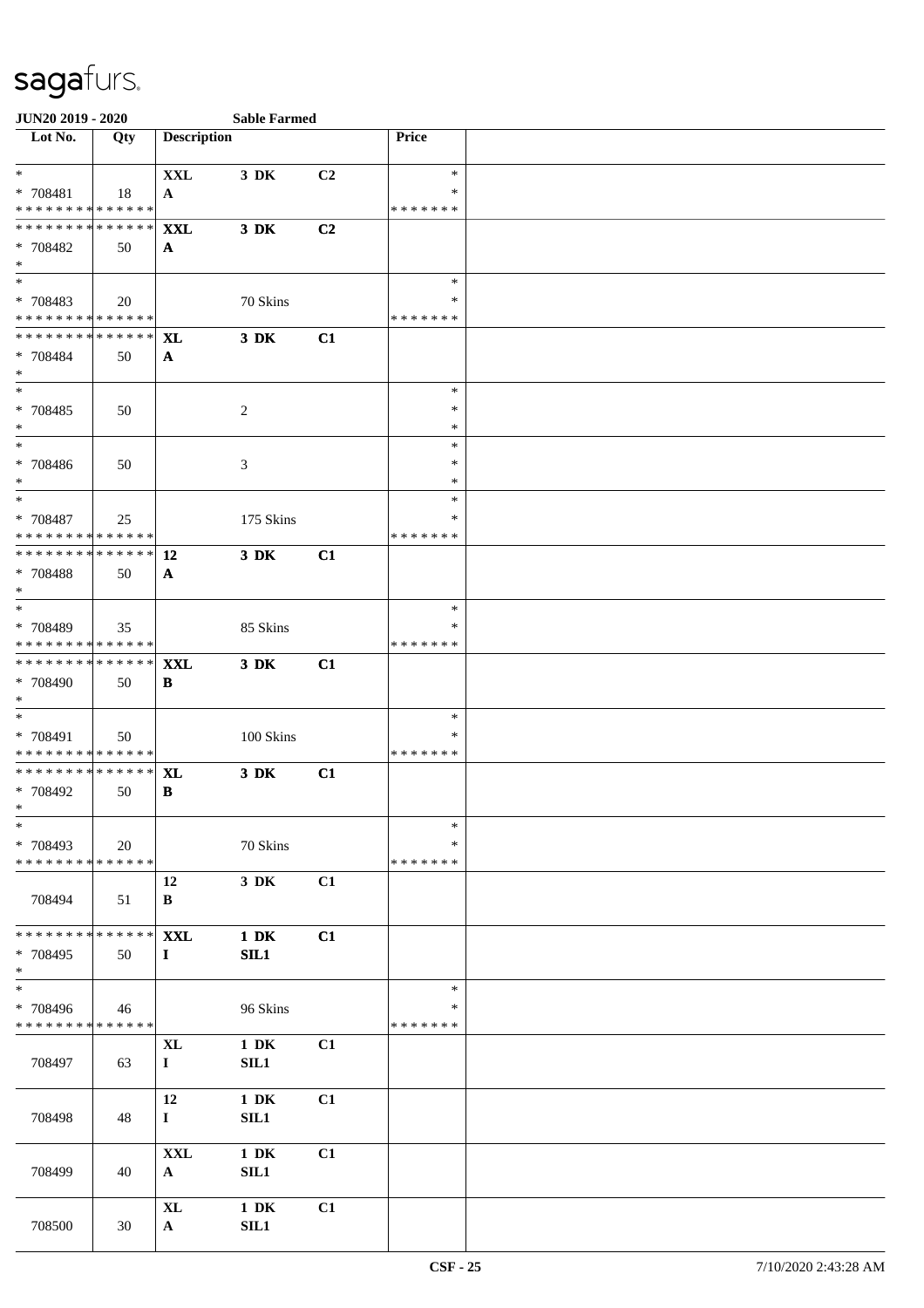**JUN20 2019 - 2020** **Sable Farmed**

| Lot No. | Qty | Description | | | Price | |
|---|---|---|---|---|---|---|
| * <br> * 708481 <br> * * * * * * * * * * * * * * | 18 | **XXL** <br> **A** | **3 DK** | **C2** | * <br> * <br> * * * * * * * | |
| * * * * * * * * * * * * * * <br> * 708482 <br> * | 50 | **XXL** <br> **A** | **3 DK** | **C2** | | |
| * <br> * 708483 <br> * * * * * * * * * * * * * * | 20 | | 70 Skins | | * <br> * <br> * * * * * * * | |
| * * * * * * * * * * * * * * <br> * 708484 <br> * | 50 | **XL** <br> **A** | **3 DK** | **C1** | | |
| * <br> * 708485 <br> * | 50 | | 2 | | * <br> * <br> * | |
| * <br> * 708486 <br> * | 50 | | 3 | | * <br> * <br> * | |
| * <br> * 708487 <br> * * * * * * * * * * * * * * | 25 | | 175 Skins | | * <br> * <br> * * * * * * * | |
| * * * * * * * * * * * * * * <br> * 708488 <br> * | 50 | **12** <br> **A** | **3 DK** | **C1** | | |
| * <br> * 708489 <br> * * * * * * * * * * * * * * | 35 | | 85 Skins | | * <br> * <br> * * * * * * * | |
| * * * * * * * * * * * * * * <br> * 708490 <br> * | 50 | **XXL** <br> **B** | **3 DK** | **C1** | | |
| * <br> * 708491 <br> * * * * * * * * * * * * * * | 50 | | 100 Skins | | * <br> * <br> * * * * * * * | |
| * * * * * * * * * * * * * * <br> * 708492 <br> * | 50 | **XL** <br> **B** | **3 DK** | **C1** | | |
| * <br> * 708493 <br> * * * * * * * * * * * * * * | 20 | | 70 Skins | | * <br> * <br> * * * * * * * | |
| 708494 | 51 | **12** <br> **B** | **3 DK** | **C1** | | |
| * * * * * * * * * * * * * * <br> * 708495 <br> * | 50 | **XXL** <br> **I** | **1 DK** <br> **SIL1** | **C1** | | |
| * <br> * 708496 <br> * * * * * * * * * * * * * * | 46 | | 96 Skins | | * <br> * <br> * * * * * * * | |
| 708497 | 63 | **XL** <br> **I** | **1 DK** <br> **SIL1** | **C1** | | |
| 708498 | 48 | **12** <br> **I** | **1 DK** <br> **SIL1** | **C1** | | |
| 708499 | 40 | **XXL** <br> **A** | **1 DK** <br> **SIL1** | **C1** | | |
| 708500 | 30 | **XL** <br> **A** | **1 DK** <br> **SIL1** | **C1** | | |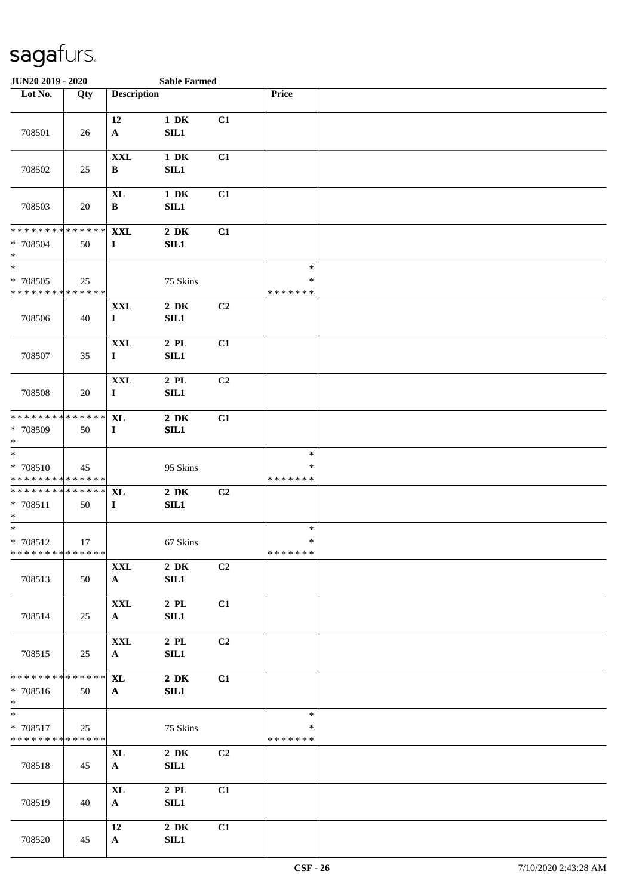# sagafurs.

**JUN20 2019 - 2020** **Sable Farmed**

| Lot No. | Qty | Description | | | Price | |
|---|---|---|---|---|---|---|
| 708501 | 26 | **12** **A** | **1 DK** **SIL1** | **C1** | | |
| 708502 | 25 | **XXL** **B** | **1 DK** **SIL1** | **C1** | | |
| 708503 | 20 | **XL** **B** | **1 DK** **SIL1** | **C1** | | |
| * * * * * * * * * * * * * * * 708504 * | 50 | **XXL** **I** | **2 DK** **SIL1** | **C1** | | |
| * * 708505 * * * * * * * * * * * * * * | 25 | | 75 Skins | | * * * * * * * * * | |
| 708506 | 40 | **XXL** **I** | **2 DK** **SIL1** | **C2** | | |
| 708507 | 35 | **XXL** **I** | **2 PL** **SIL1** | **C1** | | |
| 708508 | 20 | **XXL** **I** | **2 PL** **SIL1** | **C2** | | |
| * * * * * * * * * * * * * * * 708509 * | 50 | **XL** **I** | **2 DK** **SIL1** | **C1** | | |
| * * 708510 * * * * * * * * * * * * * * | 45 | | 95 Skins | | * * * * * * * * * | |
| * * * * * * * * * * * * * * * 708511 * | 50 | **XL** **I** | **2 DK** **SIL1** | **C2** | | |
| * * 708512 * * * * * * * * * * * * * * | 17 | | 67 Skins | | * * * * * * * * * | |
| 708513 | 50 | **XXL** **A** | **2 DK** **SIL1** | **C2** | | |
| 708514 | 25 | **XXL** **A** | **2 PL** **SIL1** | **C1** | | |
| 708515 | 25 | **XXL** **A** | **2 PL** **SIL1** | **C2** | | |
| * * * * * * * * * * * * * * * 708516 * | 50 | **XL** **A** | **2 DK** **SIL1** | **C1** | | |
| * * 708517 * * * * * * * * * * * * * * | 25 | | 75 Skins | | * * * * * * * * * | |
| 708518 | 45 | **XL** **A** | **2 DK** **SIL1** | **C2** | | |
| 708519 | 40 | **XL** **A** | **2 PL** **SIL1** | **C1** | | |
| 708520 | 45 | **12** **A** | **2 DK** **SIL1** | **C1** | | |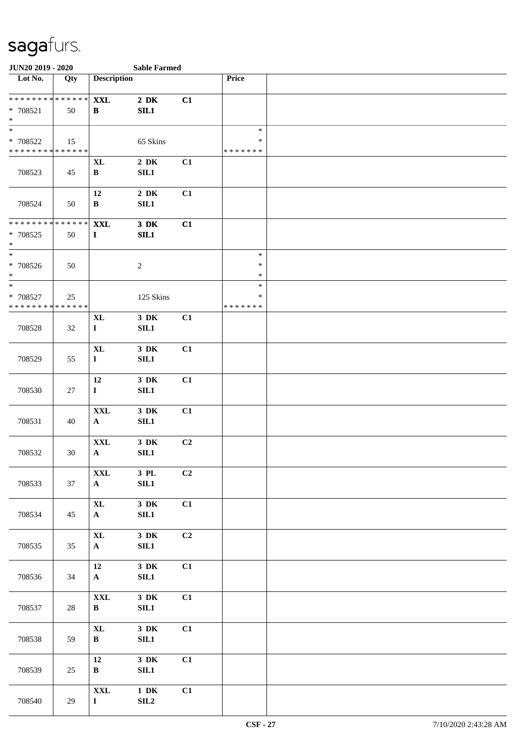sagafurs.

**JUN20 2019 - 2020** **Sable Farmed**

| Lot No. | Qty | Description | | | Price | |
|---|---|---|---|---|---|---|
| * * * * * * * * * * * * * * | | **XXL** | **2 DK** | **C1** | | |
| * 708521 | 50 | **B** | **SIL1** | | | |
| * | | | | | | |
| * | | | | | * | |
| * 708522 | 15 | | 65 Skins | | * | |
| * * * * * * * * * * * * * * | | | | | * * * * * * * | |
| 708523 | 45 | **XL** **B** | **2 DK** **SIL1** | **C1** | | |
| 708524 | 50 | **12** **B** | **2 DK** **SIL1** | **C1** | | |
| * * * * * * * * * * * * * * | | **XXL** | **3 DK** | **C1** | | |
| * 708525 | 50 | **I** | **SIL1** | | | |
| * | | | | | | |
| * | | | | | * | |
| * 708526 | 50 | | 2 | | * | |
| * | | | | | * | |
| * | | | | | * | |
| * 708527 | 25 | | 125 Skins | | * | |
| * * * * * * * * * * * * * * | | | | | * * * * * * * | |
| 708528 | 32 | **XL** **I** | **3 DK** **SIL1** | **C1** | | |
| 708529 | 55 | **XL** **I** | **3 DK** **SIL1** | **C1** | | |
| 708530 | 27 | **12** **I** | **3 DK** **SIL1** | **C1** | | |
| 708531 | 40 | **XXL** **A** | **3 DK** **SIL1** | **C1** | | |
| 708532 | 30 | **XXL** **A** | **3 DK** **SIL1** | **C2** | | |
| 708533 | 37 | **XXL** **A** | **3 PL** **SIL1** | **C2** | | |
| 708534 | 45 | **XL** **A** | **3 DK** **SIL1** | **C1** | | |
| 708535 | 35 | **XL** **A** | **3 DK** **SIL1** | **C2** | | |
| 708536 | 34 | **12** **A** | **3 DK** **SIL1** | **C1** | | |
| 708537 | 28 | **XXL** **B** | **3 DK** **SIL1** | **C1** | | |
| 708538 | 59 | **XL** **B** | **3 DK** **SIL1** | **C1** | | |
| 708539 | 25 | **12** **B** | **3 DK** **SIL1** | **C1** | | |
| 708540 | 29 | **XXL** **I** | **1 DK** **SIL2** | **C1** | | |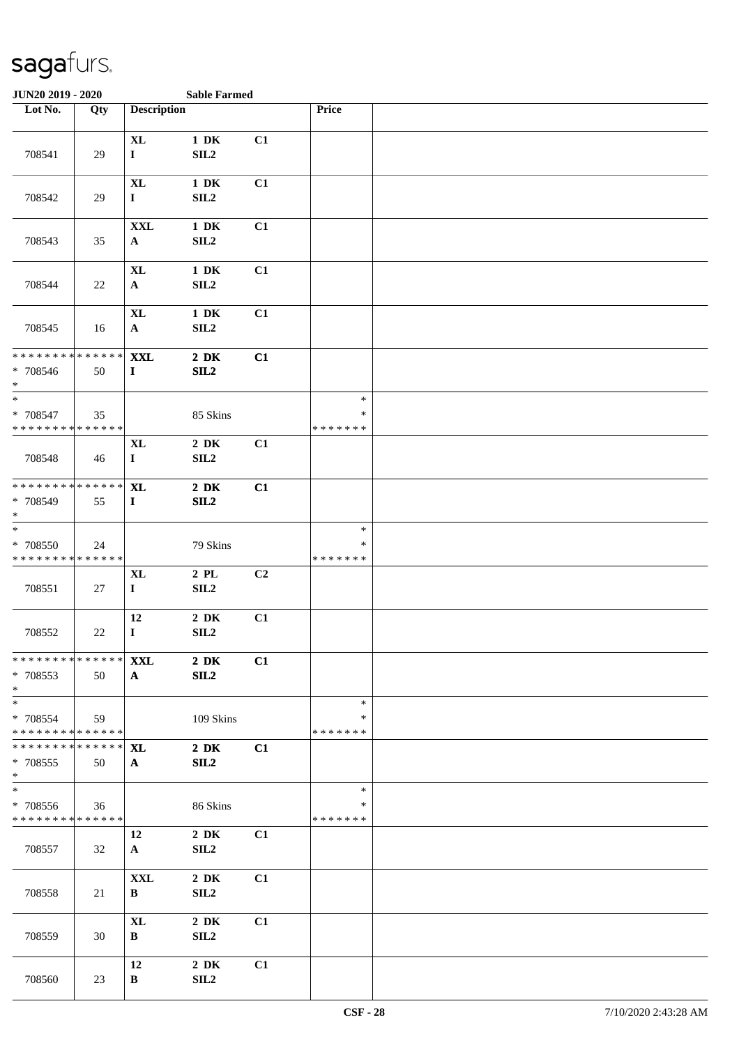**JUN20 2019 - 2020** **Sable Farmed**

| Lot No. | Qty | Description | | | Price | |
|---|---|---|---|---|---|---|
| 708541 | 29 | **XL** **I** | **1 DK** **SIL2** | **C1** | | |
| 708542 | 29 | **XL** **I** | **1 DK** **SIL2** | **C1** | | |
| 708543 | 35 | **XXL** **A** | **1 DK** **SIL2** | **C1** | | |
| 708544 | 22 | **XL** **A** | **1 DK** **SIL2** | **C1** | | |
| 708545 | 16 | **XL** **A** | **1 DK** **SIL2** | **C1** | | |
| * * * * * * * * * * * * * * * 708546 * | 50 | **XXL** **I** | **2 DK** **SIL2** | **C1** | | |
| * * 708547 * * * * * * * * * * * * * * | 35 | | 85 Skins | | * * * * * * * * * | |
| 708548 | 46 | **XL** **I** | **2 DK** **SIL2** | **C1** | | |
| * * * * * * * * * * * * * * * 708549 * | 55 | **XL** **I** | **2 DK** **SIL2** | **C1** | | |
| * * 708550 * * * * * * * * * * * * * * | 24 | | 79 Skins | | * * * * * * * * * | |
| 708551 | 27 | **XL** **I** | **2 PL** **SIL2** | **C2** | | |
| 708552 | 22 | **12** **I** | **2 DK** **SIL2** | **C1** | | |
| * * * * * * * * * * * * * * * 708553 * | 50 | **XXL** **A** | **2 DK** **SIL2** | **C1** | | |
| * * 708554 * * * * * * * * * * * * * * | 59 | | 109 Skins | | * * * * * * * * * | |
| * * * * * * * * * * * * * * * 708555 * | 50 | **XL** **A** | **2 DK** **SIL2** | **C1** | | |
| * * 708556 * * * * * * * * * * * * * * | 36 | | 86 Skins | | * * * * * * * * * | |
| 708557 | 32 | **12** **A** | **2 DK** **SIL2** | **C1** | | |
| 708558 | 21 | **XXL** **B** | **2 DK** **SIL2** | **C1** | | |
| 708559 | 30 | **XL** **B** | **2 DK** **SIL2** | **C1** | | |
| 708560 | 23 | **12** **B** | **2 DK** **SIL2** | **C1** | | |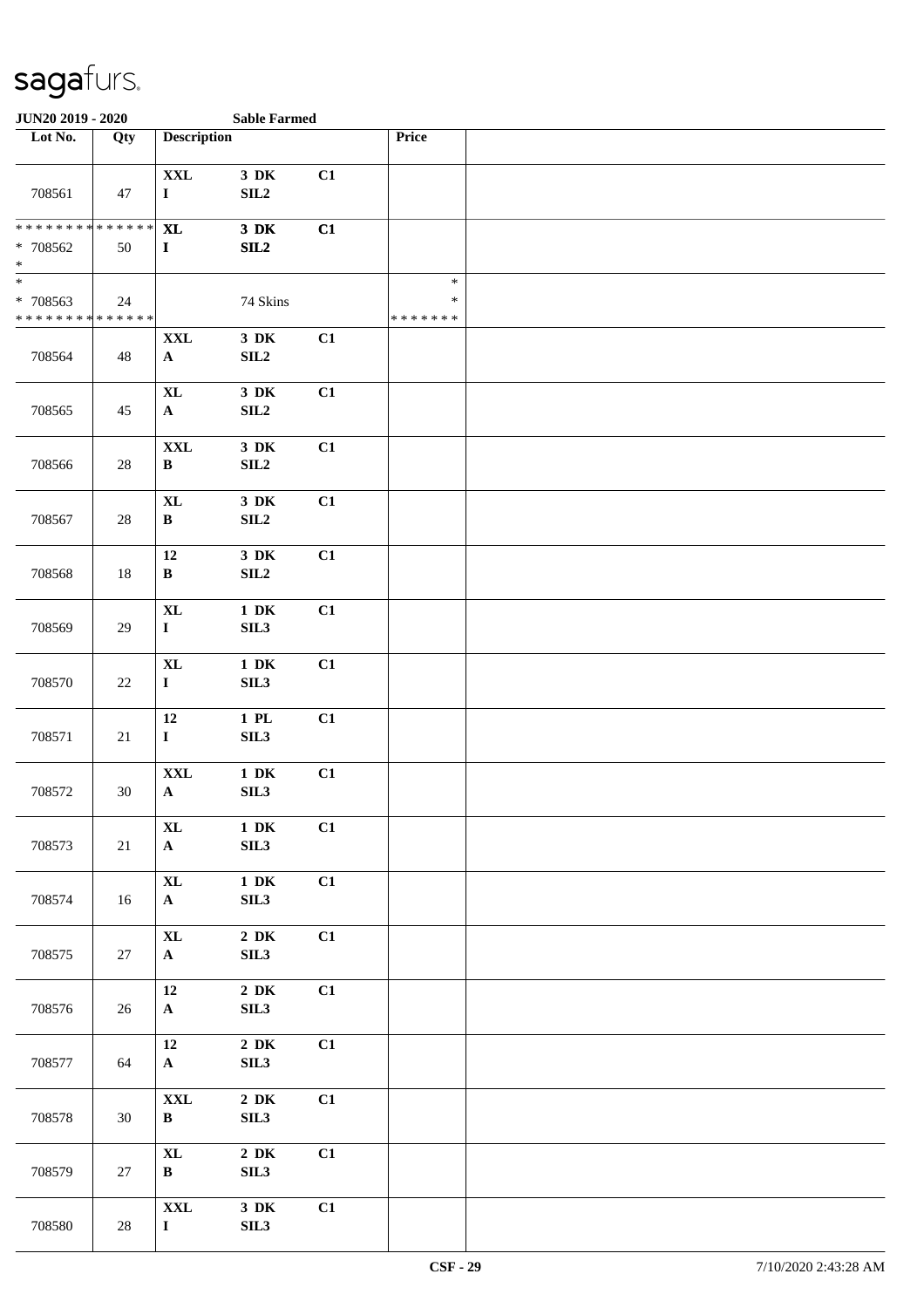**JUN20 2019 - 2020** **Sable Farmed**

| Lot No. | Qty | Description | | | Price | |
|---|---|---|---|---|---|---|
| 708561 | 47 | XXL<br>I | 3 DK<br>SIL2 | C1 | | |
| * * * * * * * * * * * * * *<br>* 708562<br>* | 50 | XL<br>I | 3 DK<br>SIL2 | C1 | | |
| *<br>* 708563<br>* * * * * * * * * * * * * * | 24 | | 74 Skins | | *<br>*<br>* * * * * * * | |
| 708564 | 48 | XXL<br>A | 3 DK<br>SIL2 | C1 | | |
| 708565 | 45 | XL<br>A | 3 DK<br>SIL2 | C1 | | |
| 708566 | 28 | XXL<br>B | 3 DK<br>SIL2 | C1 | | |
| 708567 | 28 | XL<br>B | 3 DK<br>SIL2 | C1 | | |
| 708568 | 18 | 12<br>B | 3 DK<br>SIL2 | C1 | | |
| 708569 | 29 | XL<br>I | 1 DK<br>SIL3 | C1 | | |
| 708570 | 22 | XL<br>I | 1 DK<br>SIL3 | C1 | | |
| 708571 | 21 | 12<br>I | 1 PL<br>SIL3 | C1 | | |
| 708572 | 30 | XXL<br>A | 1 DK<br>SIL3 | C1 | | |
| 708573 | 21 | XL<br>A | 1 DK<br>SIL3 | C1 | | |
| 708574 | 16 | XL<br>A | 1 DK<br>SIL3 | C1 | | |
| 708575 | 27 | XL<br>A | 2 DK<br>SIL3 | C1 | | |
| 708576 | 26 | 12<br>A | 2 DK<br>SIL3 | C1 | | |
| 708577 | 64 | 12<br>A | 2 DK<br>SIL3 | C1 | | |
| 708578 | 30 | XXL<br>B | 2 DK<br>SIL3 | C1 | | |
| 708579 | 27 | XL<br>B | 2 DK<br>SIL3 | C1 | | |
| 708580 | 28 | XXL<br>I | 3 DK<br>SIL3 | C1 | | |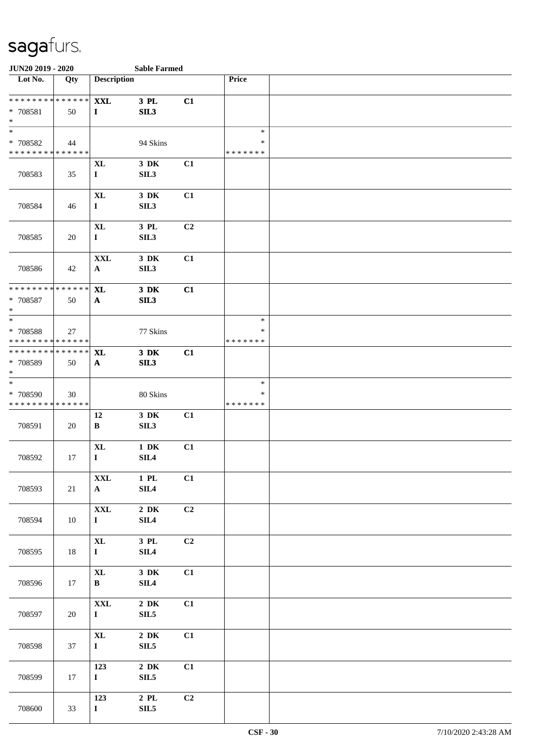**JUN20 2019 - 2020** **Sable Farmed**

| Lot No. | Qty | Description | | | Price | |
|---|---|---|---|---|---|---|
| * * * * * * * * * * * * * * | | **XXL** | **3 PL** | **C1** | | |
| * 708581 | 50 | **I** | **SIL3** | | | |
| * | | | | | | |
| * | | | | | * | |
| * 708582 | 44 | | 94 Skins | | * | |
| * * * * * * * * * * * * * * | | | | | * * * * * * * | |
| | | **XL** | **3 DK** | **C1** | | |
| 708583 | 35 | **I** | **SIL3** | | | |
| | | **XL** | **3 DK** | **C1** | | |
| 708584 | 46 | **I** | **SIL3** | | | |
| | | **XL** | **3 PL** | **C2** | | |
| 708585 | 20 | **I** | **SIL3** | | | |
| | | **XXL** | **3 DK** | **C1** | | |
| 708586 | 42 | **A** | **SIL3** | | | |
| * * * * * * * * * * * * * * | | **XL** | **3 DK** | **C1** | | |
| * 708587 | 50 | **A** | **SIL3** | | | |
| * | | | | | | |
| * | | | | | * | |
| * 708588 | 27 | | 77 Skins | | * | |
| * * * * * * * * * * * * * * | | | | | * * * * * * * | |
| * * * * * * * * * * * * * * | | **XL** | **3 DK** | **C1** | | |
| * 708589 | 50 | **A** | **SIL3** | | | |
| * | | | | | | |
| * | | | | | * | |
| * 708590 | 30 | | 80 Skins | | * | |
| * * * * * * * * * * * * * * | | | | | * * * * * * * | |
| | | **12** | **3 DK** | **C1** | | |
| 708591 | 20 | **B** | **SIL3** | | | |
| | | **XL** | **1 DK** | **C1** | | |
| 708592 | 17 | **I** | **SIL4** | | | |
| | | **XXL** | **1 PL** | **C1** | | |
| 708593 | 21 | **A** | **SIL4** | | | |
| | | **XXL** | **2 DK** | **C2** | | |
| 708594 | 10 | **I** | **SIL4** | | | |
| | | **XL** | **3 PL** | **C2** | | |
| 708595 | 18 | **I** | **SIL4** | | | |
| | | **XL** | **3 DK** | **C1** | | |
| 708596 | 17 | **B** | **SIL4** | | | |
| | | **XXL** | **2 DK** | **C1** | | |
| 708597 | 20 | **I** | **SIL5** | | | |
| | | **XL** | **2 DK** | **C1** | | |
| 708598 | 37 | **I** | **SIL5** | | | |
| | | **123** | **2 DK** | **C1** | | |
| 708599 | 17 | **I** | **SIL5** | | | |
| | | **123** | **2 PL** | **C2** | | |
| 708600 | 33 | **I** | **SIL5** | | | |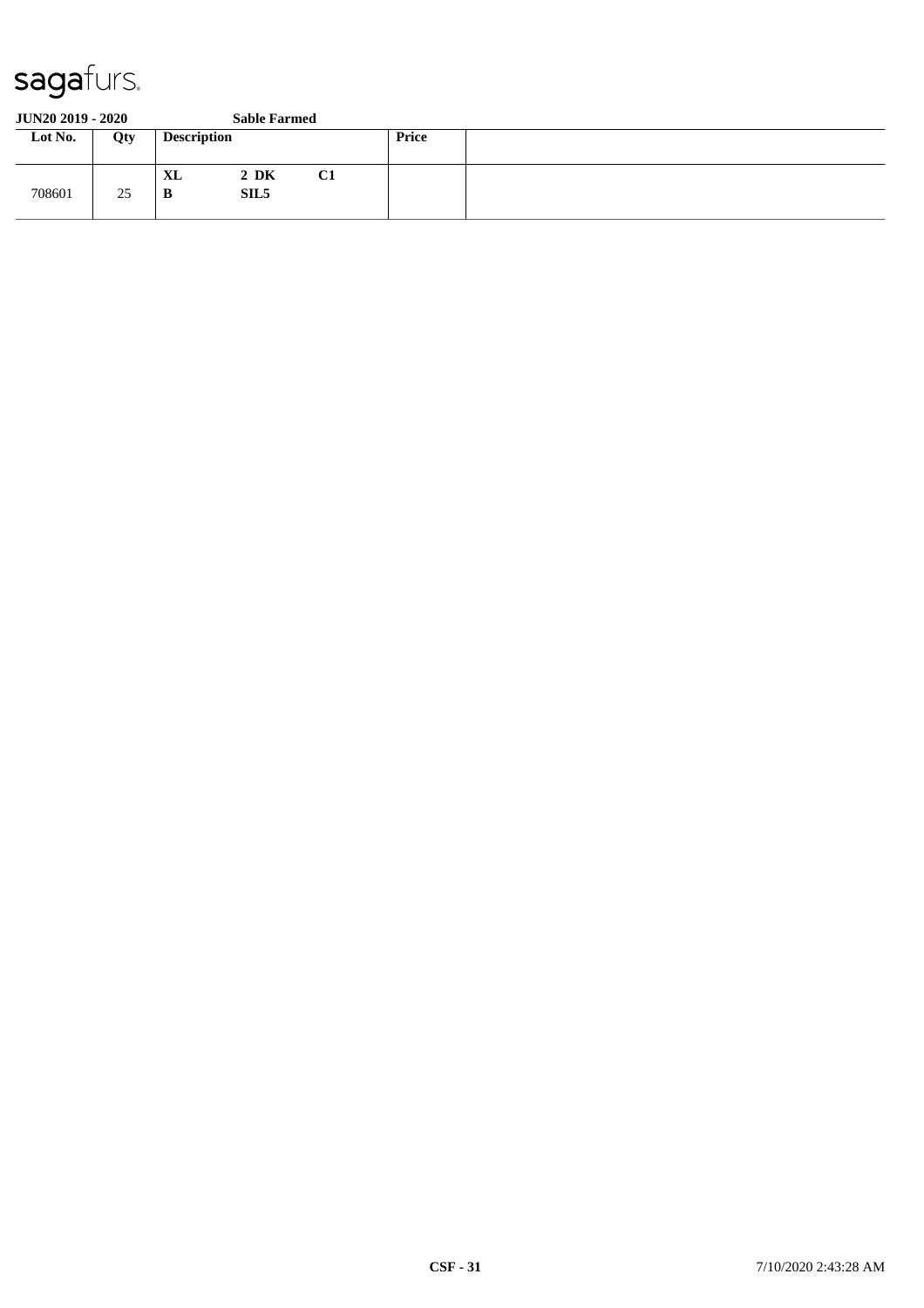**JUN20 2019 - 2020** **Sable Farmed**

| Lot No. | Qty | Description | | | Price | |
|---|---|---|---|---|---|---|
| 708601 | 25 | **XL**<br>**B** | **2 DK**<br>**SIL5** | **C1** | | |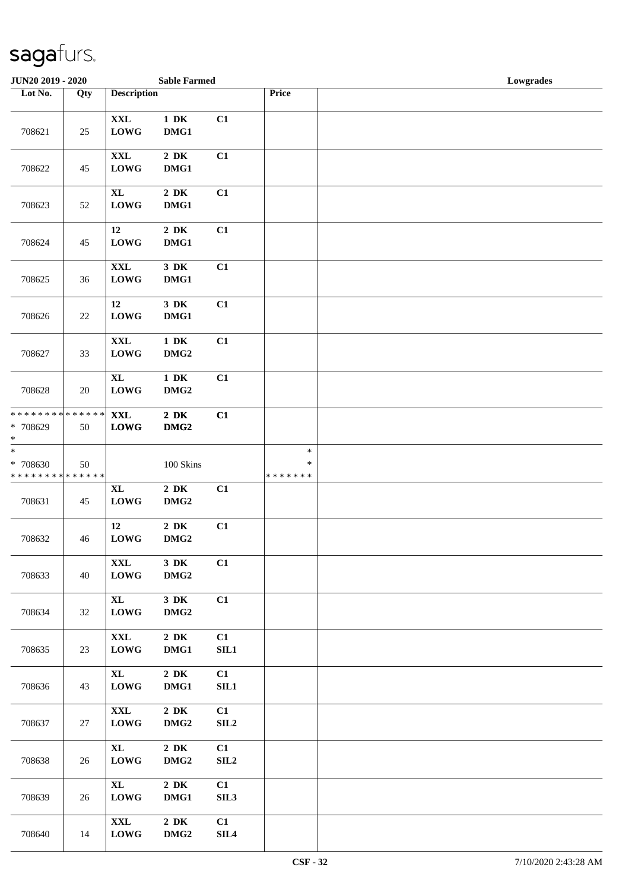**JUN20 2019 - 2020** **Sable Farmed** **Lowgrades**

| Lot No. | Qty | Description | | | Price | |
|---|---|---|---|---|---|---|
| 708621 | 25 | **XXL LOWG** | **1 DK DMG1** | **C1** | | |
| 708622 | 45 | **XXL LOWG** | **2 DK DMG1** | **C1** | | |
| 708623 | 52 | **XL LOWG** | **2 DK DMG1** | **C1** | | |
| 708624 | 45 | **12 LOWG** | **2 DK DMG1** | **C1** | | |
| 708625 | 36 | **XXL LOWG** | **3 DK DMG1** | **C1** | | |
| 708626 | 22 | **12 LOWG** | **3 DK DMG1** | **C1** | | |
| 708627 | 33 | **XXL LOWG** | **1 DK DMG2** | **C1** | | |
| 708628 | 20 | **XL LOWG** | **1 DK DMG2** | **C1** | | |
| ************** * 708629 * | 50 | **XXL LOWG** | **2 DK DMG2** | **C1** | | |
| * * 708630 ************** | 50 | | 100 Skins | | * * ******* | |
| 708631 | 45 | **XL LOWG** | **2 DK DMG2** | **C1** | | |
| 708632 | 46 | **12 LOWG** | **2 DK DMG2** | **C1** | | |
| 708633 | 40 | **XXL LOWG** | **3 DK DMG2** | **C1** | | |
| 708634 | 32 | **XL LOWG** | **3 DK DMG2** | **C1** | | |
| 708635 | 23 | **XXL LOWG** | **2 DK DMG1** | **C1 SIL1** | | |
| 708636 | 43 | **XL LOWG** | **2 DK DMG1** | **C1 SIL1** | | |
| 708637 | 27 | **XXL LOWG** | **2 DK DMG2** | **C1 SIL2** | | |
| 708638 | 26 | **XL LOWG** | **2 DK DMG2** | **C1 SIL2** | | |
| 708639 | 26 | **XL LOWG** | **2 DK DMG1** | **C1 SIL3** | | |
| 708640 | 14 | **XXL LOWG** | **2 DK DMG2** | **C1 SIL4** | | |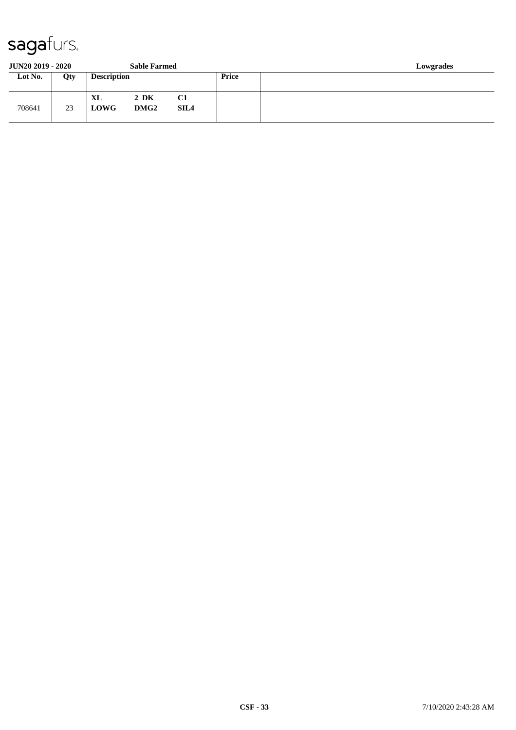**JUN20 2019 - 2020** **Sable Farmed** **Lowgrades**

| Lot No. | Qty | Description | | | Price | |
|---|---|---|---|---|---|---|
| 708641 | 23 | **XL** **LOWG** | **2 DK** **DMG2** | **C1** **SIL4** | | |